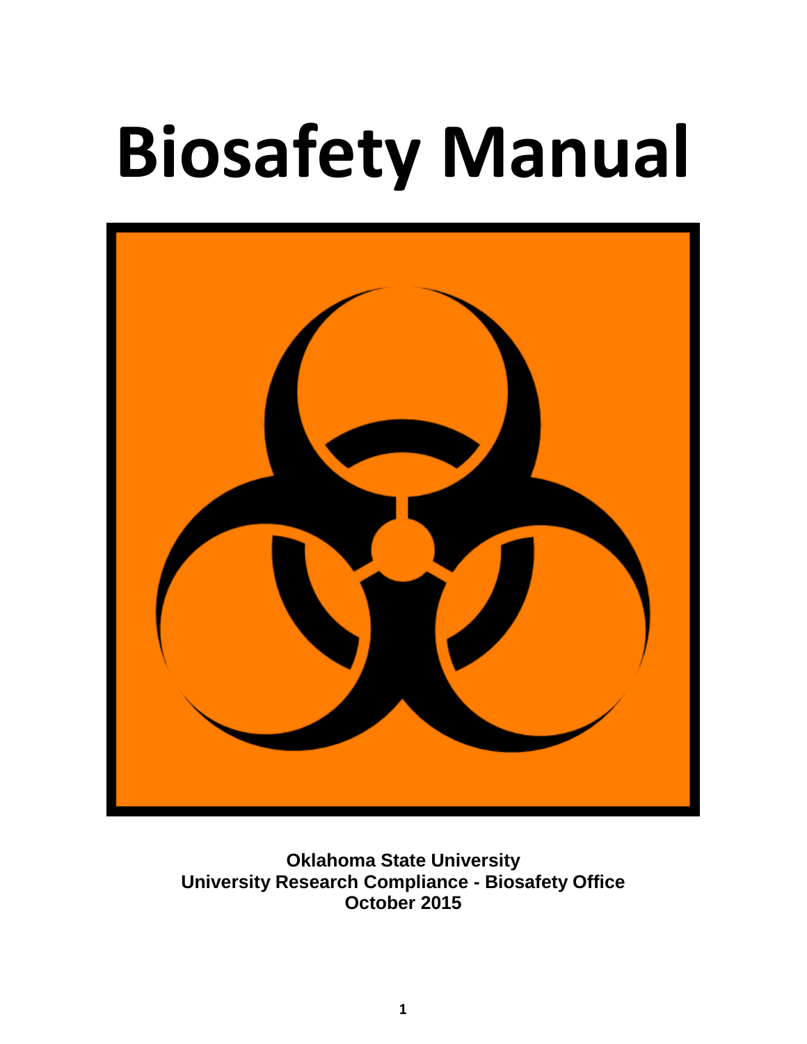# Biosafety Manual

**Oklahoma State University**
**University Research Compliance - Biosafety Office**
**October 2015**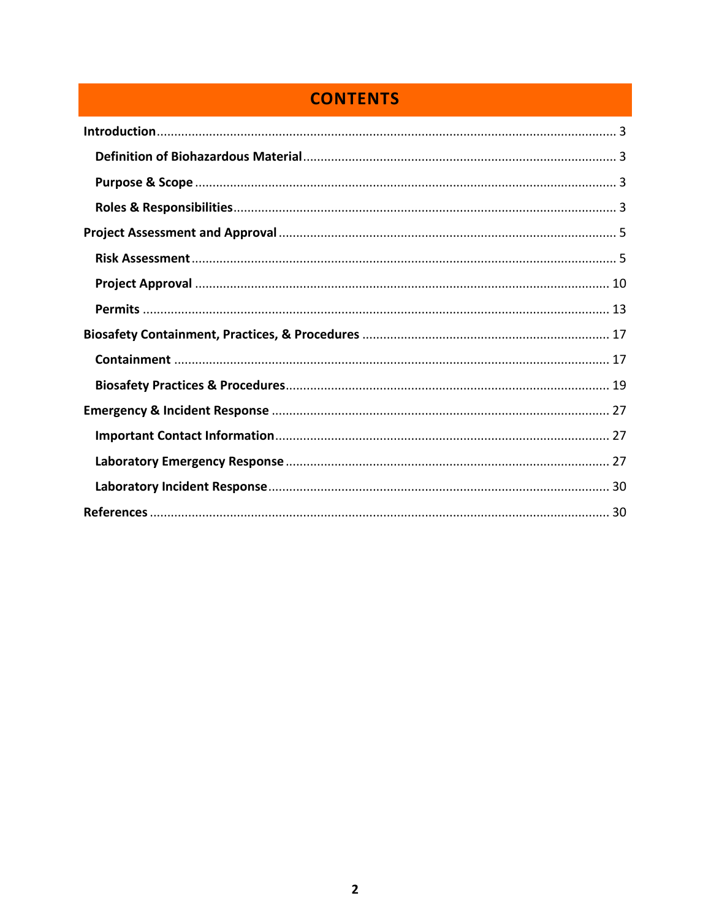# CONTENTS

**Introduction** .... 3

- **Definition of Biohazardous Material** .... 3
- **Purpose & Scope** .... 3
- **Roles & Responsibilities** .... 3

**Project Assessment and Approval** .... 5

- **Risk Assessment** .... 5
- **Project Approval** .... 10
- **Permits** .... 13

**Biosafety Containment, Practices, & Procedures** .... 17

- **Containment** .... 17
- **Biosafety Practices & Procedures** .... 19

**Emergency & Incident Response** .... 27

- **Important Contact Information** .... 27
- **Laboratory Emergency Response** .... 27
- **Laboratory Incident Response** .... 30

**References** .... 30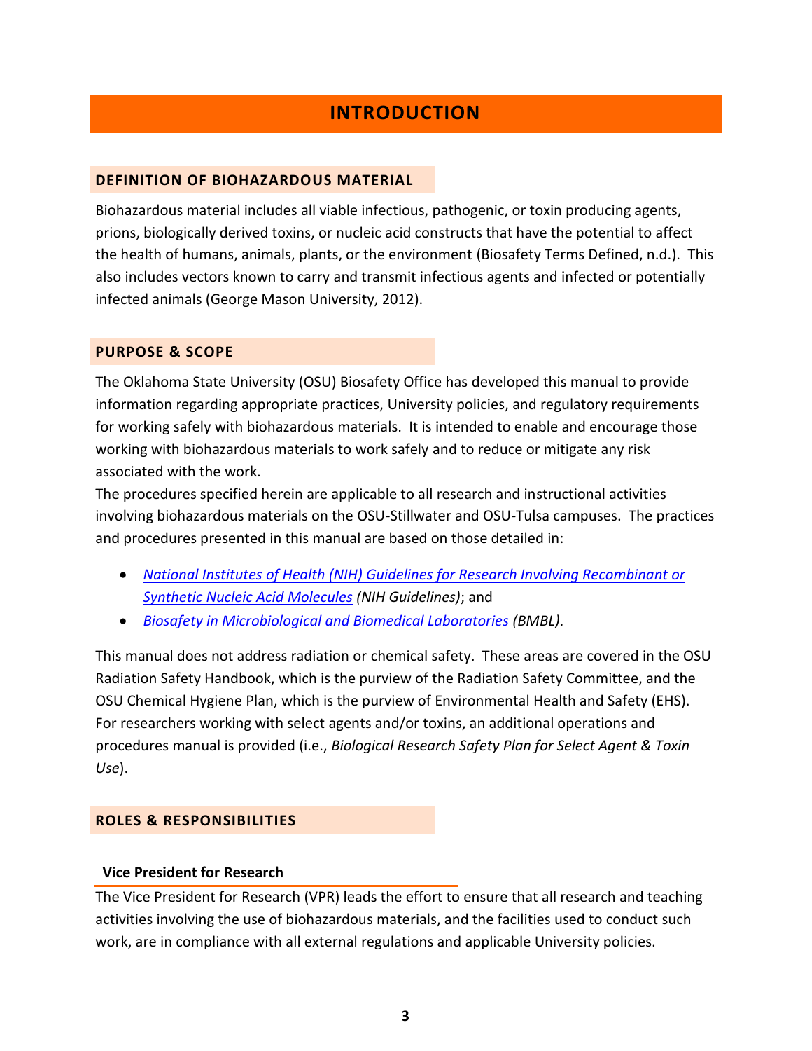# INTRODUCTION

## DEFINITION OF BIOHAZARDOUS MATERIAL

Biohazardous material includes all viable infectious, pathogenic, or toxin producing agents, prions, biologically derived toxins, or nucleic acid constructs that have the potential to affect the health of humans, animals, plants, or the environment (Biosafety Terms Defined, n.d.). This also includes vectors known to carry and transmit infectious agents and infected or potentially infected animals (George Mason University, 2012).

## PURPOSE & SCOPE

The Oklahoma State University (OSU) Biosafety Office has developed this manual to provide information regarding appropriate practices, University policies, and regulatory requirements for working safely with biohazardous materials. It is intended to enable and encourage those working with biohazardous materials to work safely and to reduce or mitigate any risk associated with the work.

The procedures specified herein are applicable to all research and instructional activities involving biohazardous materials on the OSU-Stillwater and OSU-Tulsa campuses. The practices and procedures presented in this manual are based on those detailed in:

- *National Institutes of Health (NIH) Guidelines for Research Involving Recombinant or Synthetic Nucleic Acid Molecules* *(NIH Guidelines)*; and
- *Biosafety in Microbiological and Biomedical Laboratories* *(BMBL)*.

This manual does not address radiation or chemical safety. These areas are covered in the OSU Radiation Safety Handbook, which is the purview of the Radiation Safety Committee, and the OSU Chemical Hygiene Plan, which is the purview of Environmental Health and Safety (EHS). For researchers working with select agents and/or toxins, an additional operations and procedures manual is provided (i.e., *Biological Research Safety Plan for Select Agent & Toxin Use*).

## ROLES & RESPONSIBILITIES

### Vice President for Research

The Vice President for Research (VPR) leads the effort to ensure that all research and teaching activities involving the use of biohazardous materials, and the facilities used to conduct such work, are in compliance with all external regulations and applicable University policies.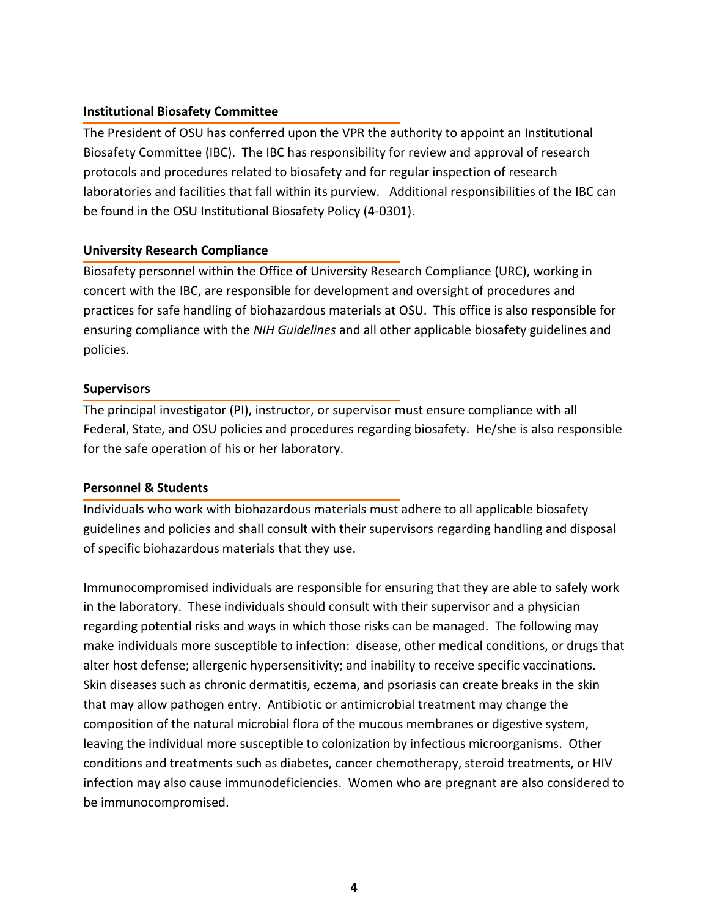### Institutional Biosafety Committee

The President of OSU has conferred upon the VPR the authority to appoint an Institutional Biosafety Committee (IBC). The IBC has responsibility for review and approval of research protocols and procedures related to biosafety and for regular inspection of research laboratories and facilities that fall within its purview. Additional responsibilities of the IBC can be found in the OSU Institutional Biosafety Policy (4-0301).

### University Research Compliance

Biosafety personnel within the Office of University Research Compliance (URC), working in concert with the IBC, are responsible for development and oversight of procedures and practices for safe handling of biohazardous materials at OSU. This office is also responsible for ensuring compliance with the *NIH Guidelines* and all other applicable biosafety guidelines and policies.

### Supervisors

The principal investigator (PI), instructor, or supervisor must ensure compliance with all Federal, State, and OSU policies and procedures regarding biosafety. He/she is also responsible for the safe operation of his or her laboratory.

### Personnel & Students

Individuals who work with biohazardous materials must adhere to all applicable biosafety guidelines and policies and shall consult with their supervisors regarding handling and disposal of specific biohazardous materials that they use.

Immunocompromised individuals are responsible for ensuring that they are able to safely work in the laboratory. These individuals should consult with their supervisor and a physician regarding potential risks and ways in which those risks can be managed. The following may make individuals more susceptible to infection: disease, other medical conditions, or drugs that alter host defense; allergenic hypersensitivity; and inability to receive specific vaccinations. Skin diseases such as chronic dermatitis, eczema, and psoriasis can create breaks in the skin that may allow pathogen entry. Antibiotic or antimicrobial treatment may change the composition of the natural microbial flora of the mucous membranes or digestive system, leaving the individual more susceptible to colonization by infectious microorganisms. Other conditions and treatments such as diabetes, cancer chemotherapy, steroid treatments, or HIV infection may also cause immunodeficiencies. Women who are pregnant are also considered to be immunocompromised.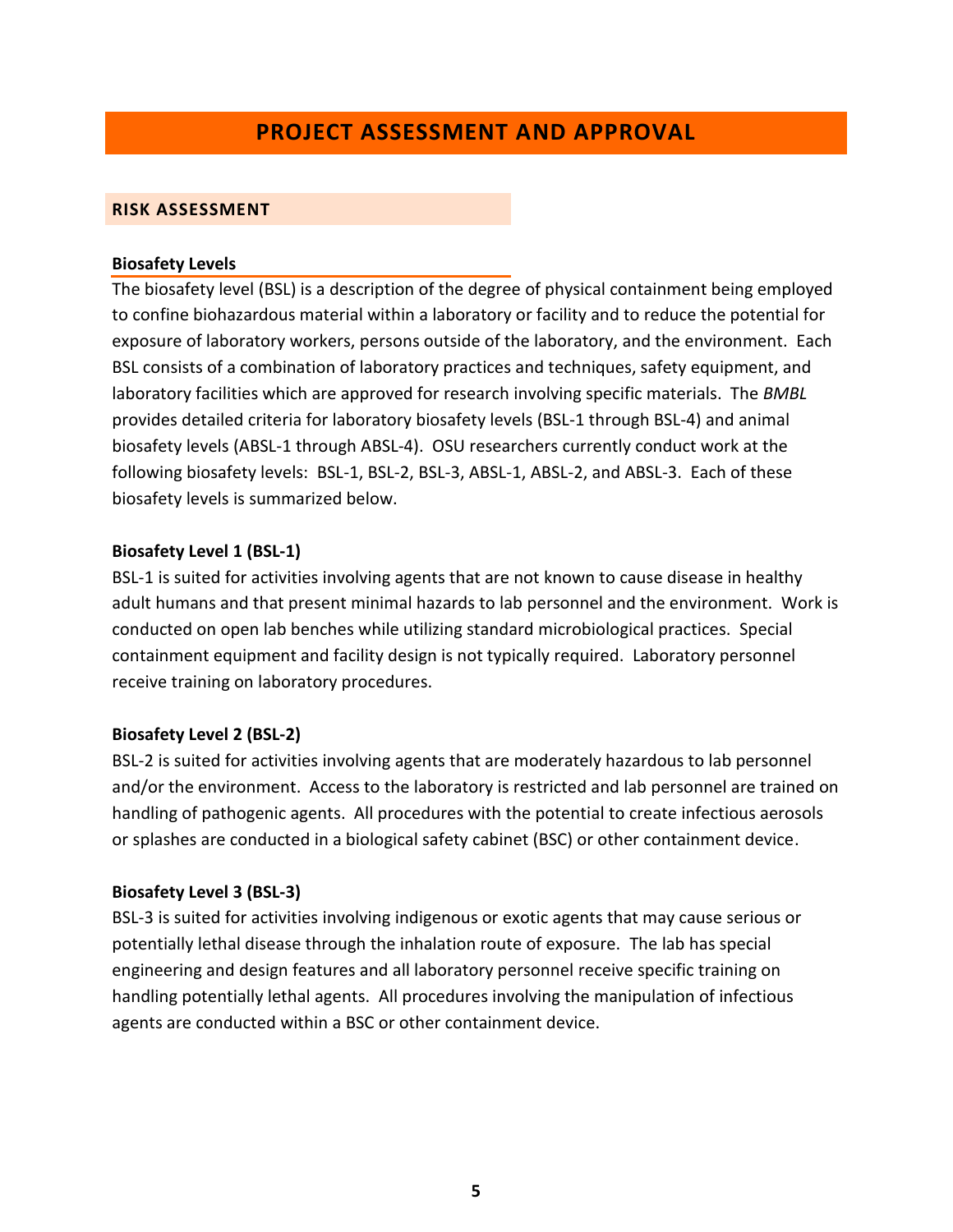# PROJECT ASSESSMENT AND APPROVAL

## RISK ASSESSMENT

### Biosafety Levels

The biosafety level (BSL) is a description of the degree of physical containment being employed to confine biohazardous material within a laboratory or facility and to reduce the potential for exposure of laboratory workers, persons outside of the laboratory, and the environment. Each BSL consists of a combination of laboratory practices and techniques, safety equipment, and laboratory facilities which are approved for research involving specific materials. The *BMBL* provides detailed criteria for laboratory biosafety levels (BSL-1 through BSL-4) and animal biosafety levels (ABSL-1 through ABSL-4). OSU researchers currently conduct work at the following biosafety levels: BSL-1, BSL-2, BSL-3, ABSL-1, ABSL-2, and ABSL-3. Each of these biosafety levels is summarized below.

#### Biosafety Level 1 (BSL-1)

BSL-1 is suited for activities involving agents that are not known to cause disease in healthy adult humans and that present minimal hazards to lab personnel and the environment. Work is conducted on open lab benches while utilizing standard microbiological practices. Special containment equipment and facility design is not typically required. Laboratory personnel receive training on laboratory procedures.

#### Biosafety Level 2 (BSL-2)

BSL-2 is suited for activities involving agents that are moderately hazardous to lab personnel and/or the environment. Access to the laboratory is restricted and lab personnel are trained on handling of pathogenic agents. All procedures with the potential to create infectious aerosols or splashes are conducted in a biological safety cabinet (BSC) or other containment device.

#### Biosafety Level 3 (BSL-3)

BSL-3 is suited for activities involving indigenous or exotic agents that may cause serious or potentially lethal disease through the inhalation route of exposure. The lab has special engineering and design features and all laboratory personnel receive specific training on handling potentially lethal agents. All procedures involving the manipulation of infectious agents are conducted within a BSC or other containment device.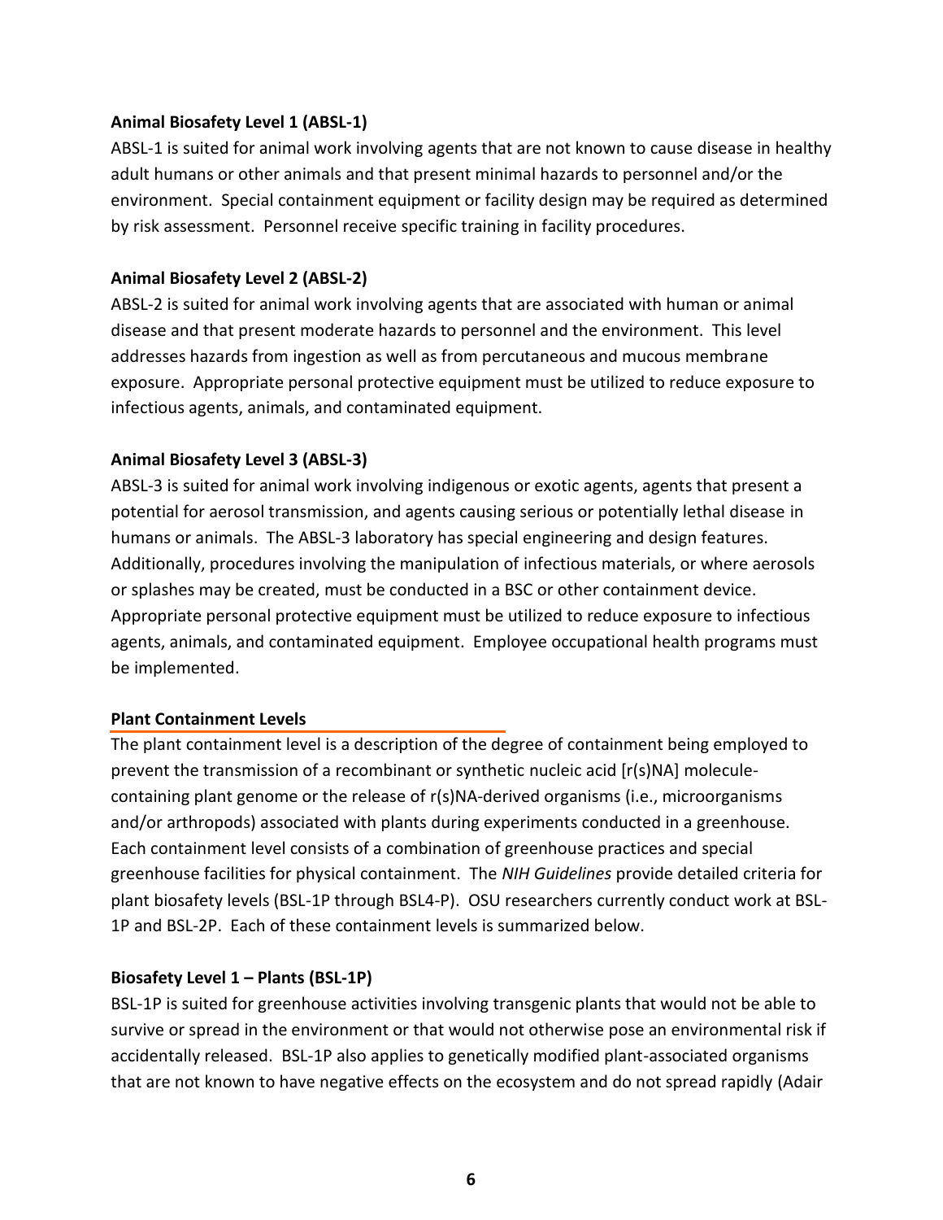**Animal Biosafety Level 1 (ABSL-1)**

ABSL-1 is suited for animal work involving agents that are not known to cause disease in healthy adult humans or other animals and that present minimal hazards to personnel and/or the environment. Special containment equipment or facility design may be required as determined by risk assessment. Personnel receive specific training in facility procedures.

**Animal Biosafety Level 2 (ABSL-2)**

ABSL-2 is suited for animal work involving agents that are associated with human or animal disease and that present moderate hazards to personnel and the environment. This level addresses hazards from ingestion as well as from percutaneous and mucous membrane exposure. Appropriate personal protective equipment must be utilized to reduce exposure to infectious agents, animals, and contaminated equipment.

**Animal Biosafety Level 3 (ABSL-3)**

ABSL-3 is suited for animal work involving indigenous or exotic agents, agents that present a potential for aerosol transmission, and agents causing serious or potentially lethal disease in humans or animals. The ABSL-3 laboratory has special engineering and design features. Additionally, procedures involving the manipulation of infectious materials, or where aerosols or splashes may be created, must be conducted in a BSC or other containment device. Appropriate personal protective equipment must be utilized to reduce exposure to infectious agents, animals, and contaminated equipment. Employee occupational health programs must be implemented.

## Plant Containment Levels

The plant containment level is a description of the degree of containment being employed to prevent the transmission of a recombinant or synthetic nucleic acid [r(s)NA] molecule-containing plant genome or the release of r(s)NA-derived organisms (i.e., microorganisms and/or arthropods) associated with plants during experiments conducted in a greenhouse. Each containment level consists of a combination of greenhouse practices and special greenhouse facilities for physical containment. The *NIH Guidelines* provide detailed criteria for plant biosafety levels (BSL-1P through BSL4-P). OSU researchers currently conduct work at BSL-1P and BSL-2P. Each of these containment levels is summarized below.

**Biosafety Level 1 – Plants (BSL-1P)**

BSL-1P is suited for greenhouse activities involving transgenic plants that would not be able to survive or spread in the environment or that would not otherwise pose an environmental risk if accidentally released. BSL-1P also applies to genetically modified plant-associated organisms that are not known to have negative effects on the ecosystem and do not spread rapidly (Adair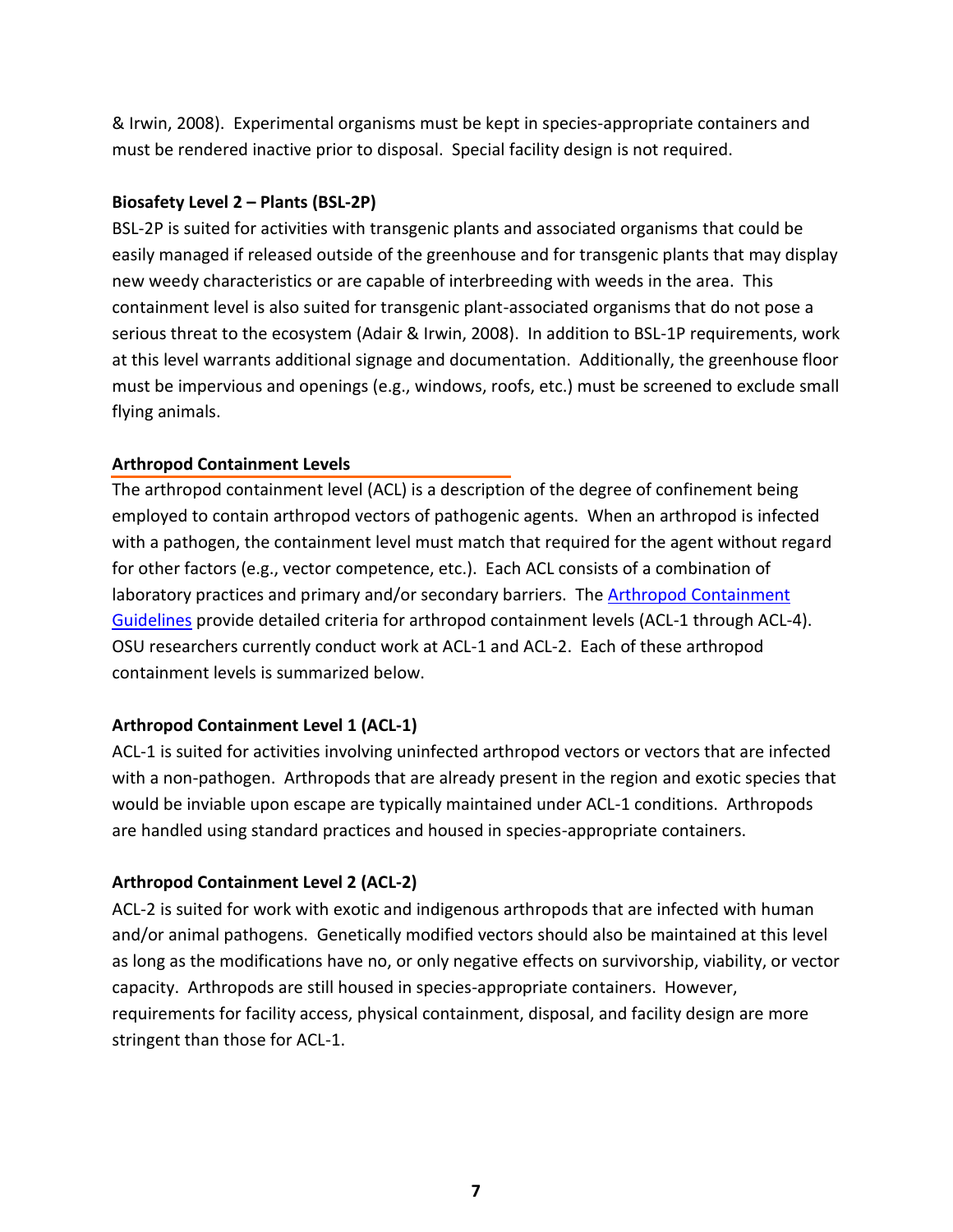& Irwin, 2008). Experimental organisms must be kept in species-appropriate containers and must be rendered inactive prior to disposal. Special facility design is not required.

**Biosafety Level 2 – Plants (BSL-2P)**

BSL-2P is suited for activities with transgenic plants and associated organisms that could be easily managed if released outside of the greenhouse and for transgenic plants that may display new weedy characteristics or are capable of interbreeding with weeds in the area. This containment level is also suited for transgenic plant-associated organisms that do not pose a serious threat to the ecosystem (Adair & Irwin, 2008). In addition to BSL-1P requirements, work at this level warrants additional signage and documentation. Additionally, the greenhouse floor must be impervious and openings (e.g., windows, roofs, etc.) must be screened to exclude small flying animals.

## Arthropod Containment Levels

The arthropod containment level (ACL) is a description of the degree of confinement being employed to contain arthropod vectors of pathogenic agents. When an arthropod is infected with a pathogen, the containment level must match that required for the agent without regard for other factors (e.g., vector competence, etc.). Each ACL consists of a combination of laboratory practices and primary and/or secondary barriers. The Arthropod Containment Guidelines provide detailed criteria for arthropod containment levels (ACL-1 through ACL-4). OSU researchers currently conduct work at ACL-1 and ACL-2. Each of these arthropod containment levels is summarized below.

**Arthropod Containment Level 1 (ACL-1)**

ACL-1 is suited for activities involving uninfected arthropod vectors or vectors that are infected with a non-pathogen. Arthropods that are already present in the region and exotic species that would be inviable upon escape are typically maintained under ACL-1 conditions. Arthropods are handled using standard practices and housed in species-appropriate containers.

**Arthropod Containment Level 2 (ACL-2)**

ACL-2 is suited for work with exotic and indigenous arthropods that are infected with human and/or animal pathogens. Genetically modified vectors should also be maintained at this level as long as the modifications have no, or only negative effects on survivorship, viability, or vector capacity. Arthropods are still housed in species-appropriate containers. However, requirements for facility access, physical containment, disposal, and facility design are more stringent than those for ACL-1.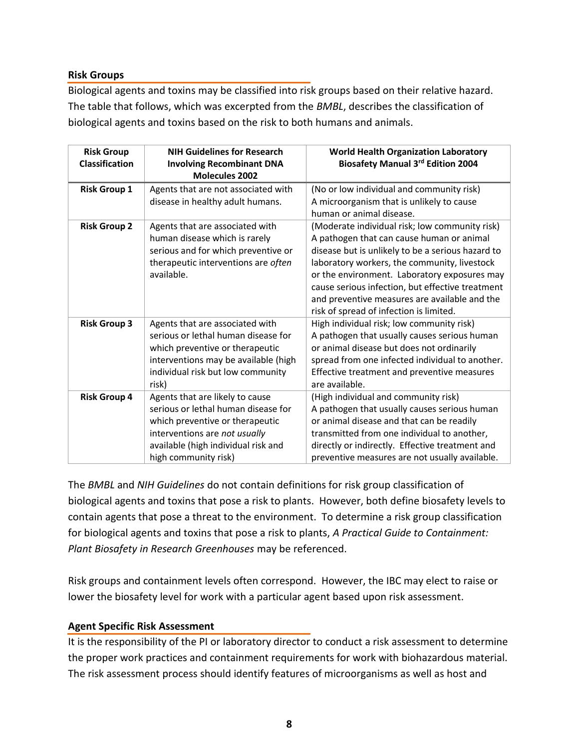## Risk Groups

Biological agents and toxins may be classified into risk groups based on their relative hazard. The table that follows, which was excerpted from the *BMBL*, describes the classification of biological agents and toxins based on the risk to both humans and animals.

| Risk Group Classification | NIH Guidelines for Research Involving Recombinant DNA Molecules 2002 | World Health Organization Laboratory Biosafety Manual 3rd Edition 2004 |
|---|---|---|
| **Risk Group 1** | Agents that are not associated with disease in healthy adult humans. | (No or low individual and community risk) A microorganism that is unlikely to cause human or animal disease. |
| **Risk Group 2** | Agents that are associated with human disease which is rarely serious and for which preventive or therapeutic interventions are *often* available. | (Moderate individual risk; low community risk) A pathogen that can cause human or animal disease but is unlikely to be a serious hazard to laboratory workers, the community, livestock or the environment. Laboratory exposures may cause serious infection, but effective treatment and preventive measures are available and the risk of spread of infection is limited. |
| **Risk Group 3** | Agents that are associated with serious or lethal human disease for which preventive or therapeutic interventions may be available (high individual risk but low community risk) | High individual risk; low community risk) A pathogen that usually causes serious human or animal disease but does not ordinarily spread from one infected individual to another. Effective treatment and preventive measures are available. |
| **Risk Group 4** | Agents that are likely to cause serious or lethal human disease for which preventive or therapeutic interventions are *not usually* available (high individual risk and high community risk) | (High individual and community risk) A pathogen that usually causes serious human or animal disease and that can be readily transmitted from one individual to another, directly or indirectly. Effective treatment and preventive measures are not usually available. |

The *BMBL* and *NIH Guidelines* do not contain definitions for risk group classification of biological agents and toxins that pose a risk to plants. However, both define biosafety levels to contain agents that pose a threat to the environment. To determine a risk group classification for biological agents and toxins that pose a risk to plants, *A Practical Guide to Containment: Plant Biosafety in Research Greenhouses* may be referenced.

Risk groups and containment levels often correspond. However, the IBC may elect to raise or lower the biosafety level for work with a particular agent based upon risk assessment.

## Agent Specific Risk Assessment

It is the responsibility of the PI or laboratory director to conduct a risk assessment to determine the proper work practices and containment requirements for work with biohazardous material. The risk assessment process should identify features of microorganisms as well as host and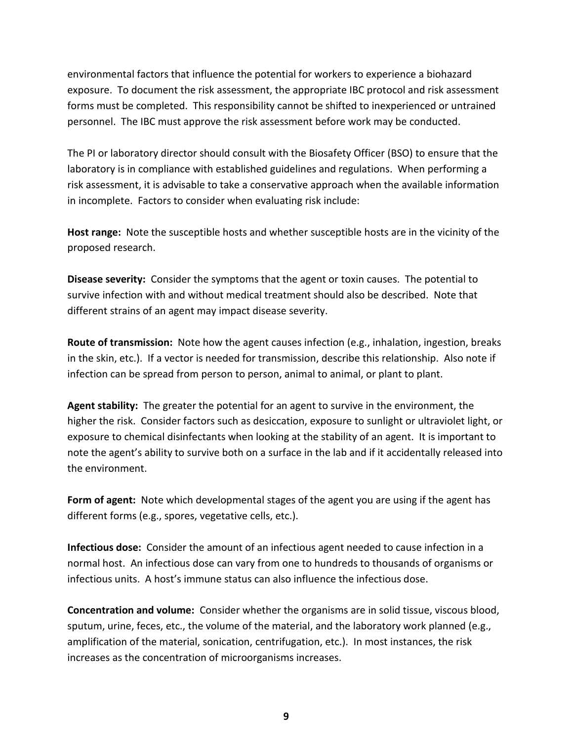environmental factors that influence the potential for workers to experience a biohazard exposure. To document the risk assessment, the appropriate IBC protocol and risk assessment forms must be completed. This responsibility cannot be shifted to inexperienced or untrained personnel. The IBC must approve the risk assessment before work may be conducted.

The PI or laboratory director should consult with the Biosafety Officer (BSO) to ensure that the laboratory is in compliance with established guidelines and regulations. When performing a risk assessment, it is advisable to take a conservative approach when the available information in incomplete. Factors to consider when evaluating risk include:

**Host range:** Note the susceptible hosts and whether susceptible hosts are in the vicinity of the proposed research.

**Disease severity:** Consider the symptoms that the agent or toxin causes. The potential to survive infection with and without medical treatment should also be described. Note that different strains of an agent may impact disease severity.

**Route of transmission:** Note how the agent causes infection (e.g., inhalation, ingestion, breaks in the skin, etc.). If a vector is needed for transmission, describe this relationship. Also note if infection can be spread from person to person, animal to animal, or plant to plant.

**Agent stability:** The greater the potential for an agent to survive in the environment, the higher the risk. Consider factors such as desiccation, exposure to sunlight or ultraviolet light, or exposure to chemical disinfectants when looking at the stability of an agent. It is important to note the agent's ability to survive both on a surface in the lab and if it accidentally released into the environment.

**Form of agent:** Note which developmental stages of the agent you are using if the agent has different forms (e.g., spores, vegetative cells, etc.).

**Infectious dose:** Consider the amount of an infectious agent needed to cause infection in a normal host. An infectious dose can vary from one to hundreds to thousands of organisms or infectious units. A host's immune status can also influence the infectious dose.

**Concentration and volume:** Consider whether the organisms are in solid tissue, viscous blood, sputum, urine, feces, etc., the volume of the material, and the laboratory work planned (e.g., amplification of the material, sonication, centrifugation, etc.). In most instances, the risk increases as the concentration of microorganisms increases.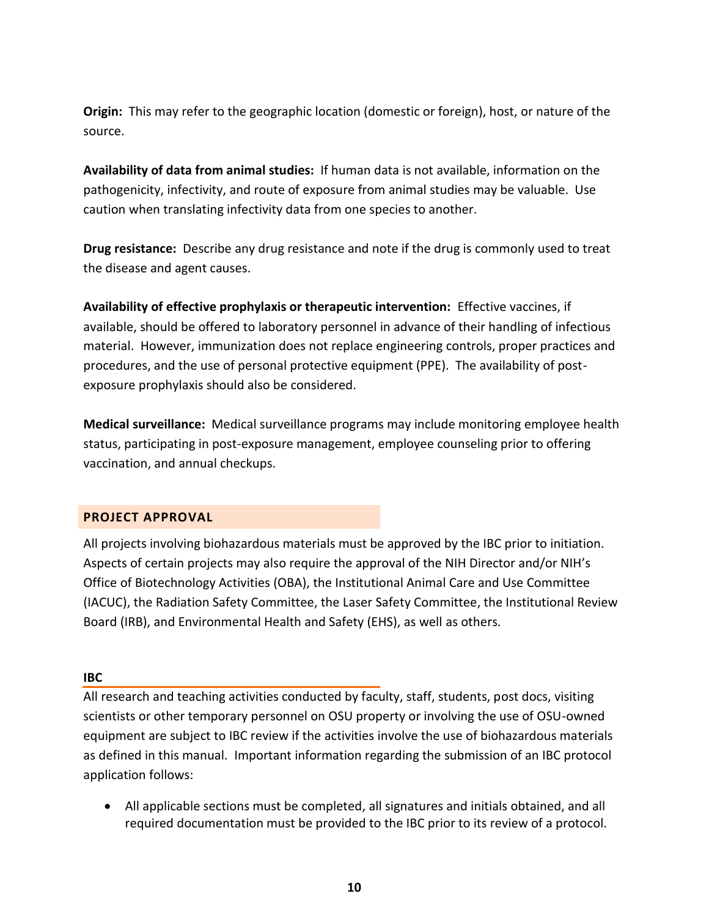**Origin:** This may refer to the geographic location (domestic or foreign), host, or nature of the source.

**Availability of data from animal studies:** If human data is not available, information on the pathogenicity, infectivity, and route of exposure from animal studies may be valuable. Use caution when translating infectivity data from one species to another.

**Drug resistance:** Describe any drug resistance and note if the drug is commonly used to treat the disease and agent causes.

**Availability of effective prophylaxis or therapeutic intervention:** Effective vaccines, if available, should be offered to laboratory personnel in advance of their handling of infectious material. However, immunization does not replace engineering controls, proper practices and procedures, and the use of personal protective equipment (PPE). The availability of post-exposure prophylaxis should also be considered.

**Medical surveillance:** Medical surveillance programs may include monitoring employee health status, participating in post-exposure management, employee counseling prior to offering vaccination, and annual checkups.

## PROJECT APPROVAL

All projects involving biohazardous materials must be approved by the IBC prior to initiation. Aspects of certain projects may also require the approval of the NIH Director and/or NIH's Office of Biotechnology Activities (OBA), the Institutional Animal Care and Use Committee (IACUC), the Radiation Safety Committee, the Laser Safety Committee, the Institutional Review Board (IRB), and Environmental Health and Safety (EHS), as well as others.

### IBC

All research and teaching activities conducted by faculty, staff, students, post docs, visiting scientists or other temporary personnel on OSU property or involving the use of OSU-owned equipment are subject to IBC review if the activities involve the use of biohazardous materials as defined in this manual. Important information regarding the submission of an IBC protocol application follows:

- All applicable sections must be completed, all signatures and initials obtained, and all required documentation must be provided to the IBC prior to its review of a protocol.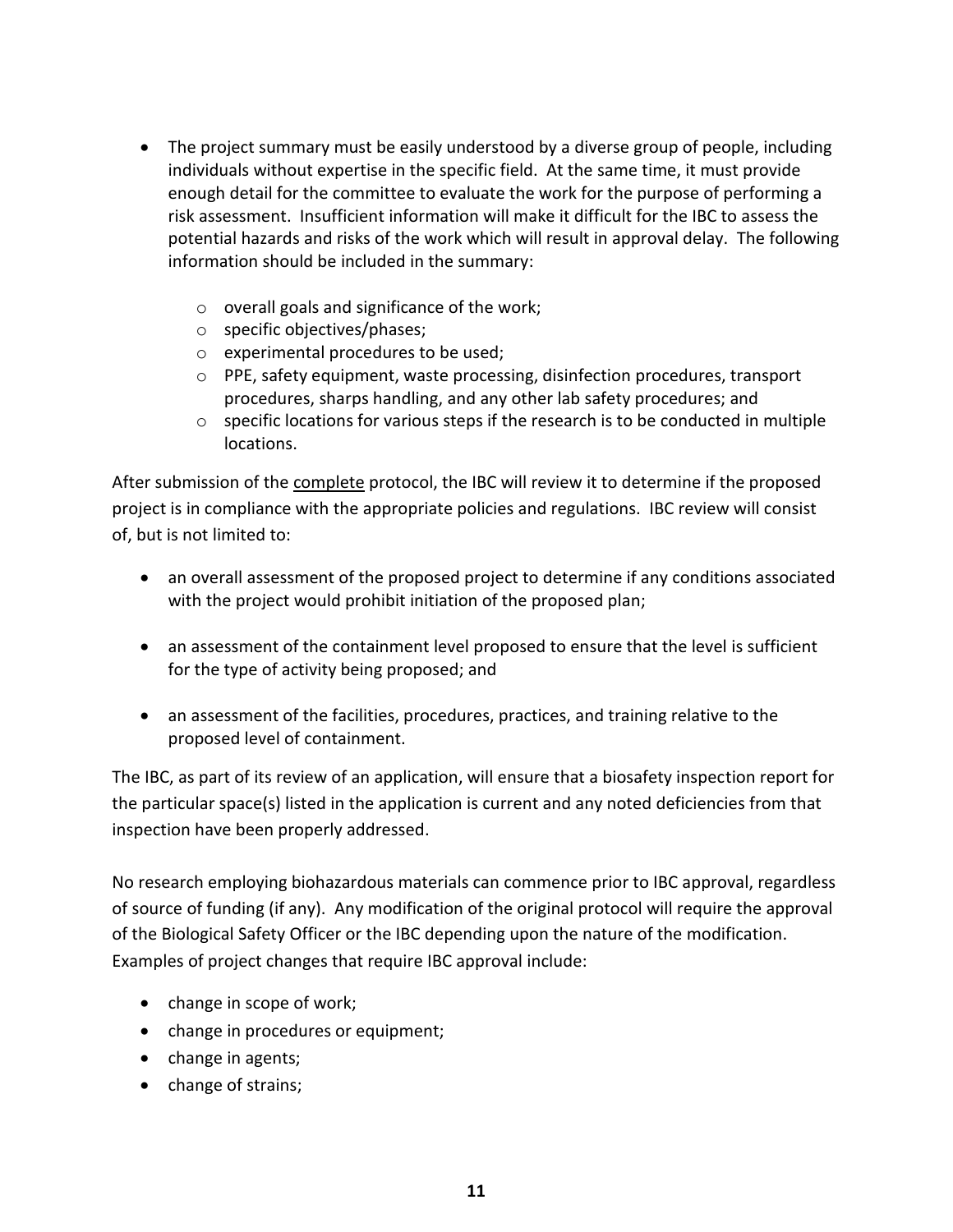- The project summary must be easily understood by a diverse group of people, including individuals without expertise in the specific field. At the same time, it must provide enough detail for the committee to evaluate the work for the purpose of performing a risk assessment. Insufficient information will make it difficult for the IBC to assess the potential hazards and risks of the work which will result in approval delay. The following information should be included in the summary:
    - overall goals and significance of the work;
    - specific objectives/phases;
    - experimental procedures to be used;
    - PPE, safety equipment, waste processing, disinfection procedures, transport procedures, sharps handling, and any other lab safety procedures; and
    - specific locations for various steps if the research is to be conducted in multiple locations.

After submission of the complete protocol, the IBC will review it to determine if the proposed project is in compliance with the appropriate policies and regulations. IBC review will consist of, but is not limited to:

- an overall assessment of the proposed project to determine if any conditions associated with the project would prohibit initiation of the proposed plan;
- an assessment of the containment level proposed to ensure that the level is sufficient for the type of activity being proposed; and
- an assessment of the facilities, procedures, practices, and training relative to the proposed level of containment.

The IBC, as part of its review of an application, will ensure that a biosafety inspection report for the particular space(s) listed in the application is current and any noted deficiencies from that inspection have been properly addressed.

No research employing biohazardous materials can commence prior to IBC approval, regardless of source of funding (if any). Any modification of the original protocol will require the approval of the Biological Safety Officer or the IBC depending upon the nature of the modification. Examples of project changes that require IBC approval include:

- change in scope of work;
- change in procedures or equipment;
- change in agents;
- change of strains;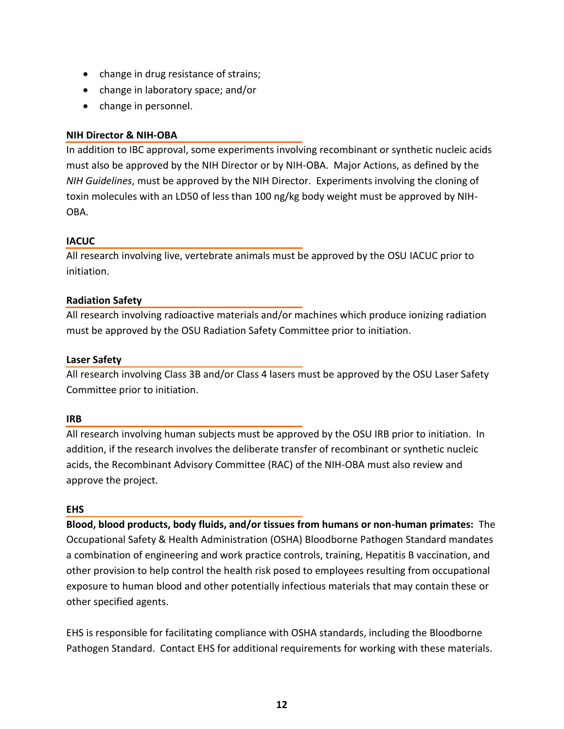- change in drug resistance of strains;
- change in laboratory space; and/or
- change in personnel.

**NIH Director & NIH-OBA**

In addition to IBC approval, some experiments involving recombinant or synthetic nucleic acids must also be approved by the NIH Director or by NIH-OBA. Major Actions, as defined by the *NIH Guidelines*, must be approved by the NIH Director. Experiments involving the cloning of toxin molecules with an LD50 of less than 100 ng/kg body weight must be approved by NIH-OBA.

**IACUC**

All research involving live, vertebrate animals must be approved by the OSU IACUC prior to initiation.

**Radiation Safety**

All research involving radioactive materials and/or machines which produce ionizing radiation must be approved by the OSU Radiation Safety Committee prior to initiation.

**Laser Safety**

All research involving Class 3B and/or Class 4 lasers must be approved by the OSU Laser Safety Committee prior to initiation.

**IRB**

All research involving human subjects must be approved by the OSU IRB prior to initiation. In addition, if the research involves the deliberate transfer of recombinant or synthetic nucleic acids, the Recombinant Advisory Committee (RAC) of the NIH-OBA must also review and approve the project.

**EHS**

**Blood, blood products, body fluids, and/or tissues from humans or non-human primates:** The Occupational Safety & Health Administration (OSHA) Bloodborne Pathogen Standard mandates a combination of engineering and work practice controls, training, Hepatitis B vaccination, and other provision to help control the health risk posed to employees resulting from occupational exposure to human blood and other potentially infectious materials that may contain these or other specified agents.

EHS is responsible for facilitating compliance with OSHA standards, including the Bloodborne Pathogen Standard. Contact EHS for additional requirements for working with these materials.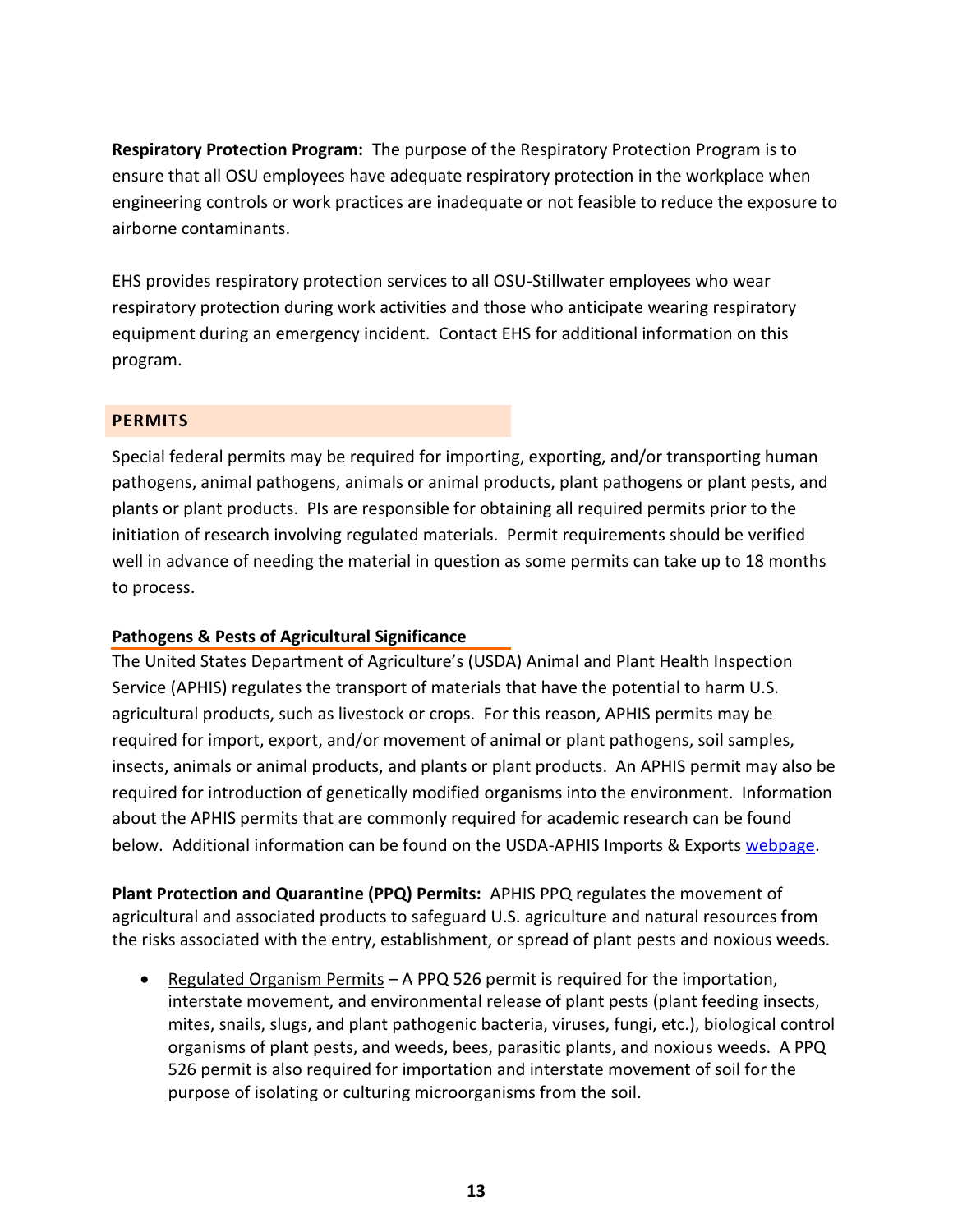**Respiratory Protection Program:** The purpose of the Respiratory Protection Program is to ensure that all OSU employees have adequate respiratory protection in the workplace when engineering controls or work practices are inadequate or not feasible to reduce the exposure to airborne contaminants.

EHS provides respiratory protection services to all OSU-Stillwater employees who wear respiratory protection during work activities and those who anticipate wearing respiratory equipment during an emergency incident. Contact EHS for additional information on this program.

## PERMITS

Special federal permits may be required for importing, exporting, and/or transporting human pathogens, animal pathogens, animals or animal products, plant pathogens or plant pests, and plants or plant products. PIs are responsible for obtaining all required permits prior to the initiation of research involving regulated materials. Permit requirements should be verified well in advance of needing the material in question as some permits can take up to 18 months to process.

### Pathogens & Pests of Agricultural Significance

The United States Department of Agriculture's (USDA) Animal and Plant Health Inspection Service (APHIS) regulates the transport of materials that have the potential to harm U.S. agricultural products, such as livestock or crops. For this reason, APHIS permits may be required for import, export, and/or movement of animal or plant pathogens, soil samples, insects, animals or animal products, and plants or plant products. An APHIS permit may also be required for introduction of genetically modified organisms into the environment. Information about the APHIS permits that are commonly required for academic research can be found below. Additional information can be found on the USDA-APHIS Imports & Exports webpage.

**Plant Protection and Quarantine (PPQ) Permits:** APHIS PPQ regulates the movement of agricultural and associated products to safeguard U.S. agriculture and natural resources from the risks associated with the entry, establishment, or spread of plant pests and noxious weeds.

- Regulated Organism Permits – A PPQ 526 permit is required for the importation, interstate movement, and environmental release of plant pests (plant feeding insects, mites, snails, slugs, and plant pathogenic bacteria, viruses, fungi, etc.), biological control organisms of plant pests, and weeds, bees, parasitic plants, and noxious weeds. A PPQ 526 permit is also required for importation and interstate movement of soil for the purpose of isolating or culturing microorganisms from the soil.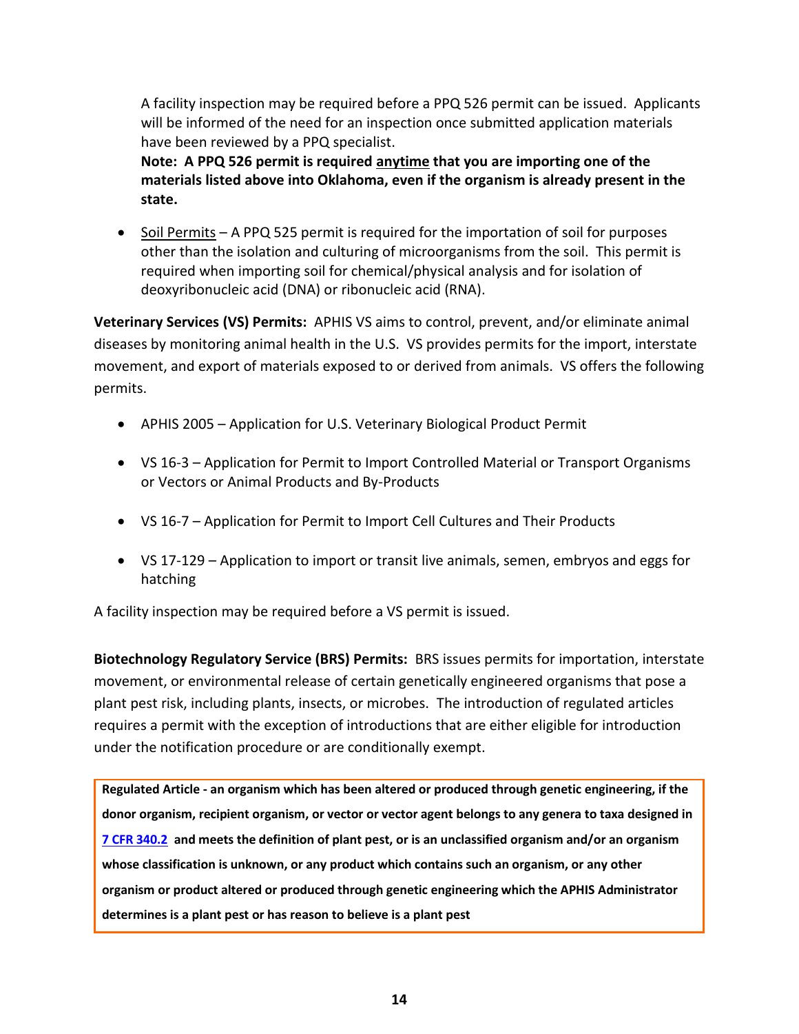A facility inspection may be required before a PPQ 526 permit can be issued. Applicants will be informed of the need for an inspection once submitted application materials have been reviewed by a PPQ specialist.

**Note: A PPQ 526 permit is required <u>anytime</u> that you are importing one of the materials listed above into Oklahoma, even if the organism is already present in the state.**

- <u>Soil Permits</u> – A PPQ 525 permit is required for the importation of soil for purposes other than the isolation and culturing of microorganisms from the soil. This permit is required when importing soil for chemical/physical analysis and for isolation of deoxyribonucleic acid (DNA) or ribonucleic acid (RNA).

**Veterinary Services (VS) Permits:** APHIS VS aims to control, prevent, and/or eliminate animal diseases by monitoring animal health in the U.S. VS provides permits for the import, interstate movement, and export of materials exposed to or derived from animals. VS offers the following permits.

- APHIS 2005 – Application for U.S. Veterinary Biological Product Permit
- VS 16-3 – Application for Permit to Import Controlled Material or Transport Organisms or Vectors or Animal Products and By-Products
- VS 16-7 – Application for Permit to Import Cell Cultures and Their Products
- VS 17-129 – Application to import or transit live animals, semen, embryos and eggs for hatching

A facility inspection may be required before a VS permit is issued.

**Biotechnology Regulatory Service (BRS) Permits:** BRS issues permits for importation, interstate movement, or environmental release of certain genetically engineered organisms that pose a plant pest risk, including plants, insects, or microbes. The introduction of regulated articles requires a permit with the exception of introductions that are either eligible for introduction under the notification procedure or are conditionally exempt.

**Regulated Article - an organism which has been altered or produced through genetic engineering, if the donor organism, recipient organism, or vector or vector agent belongs to any genera to taxa designed in 7 CFR 340.2 and meets the definition of plant pest, or is an unclassified organism and/or an organism whose classification is unknown, or any product which contains such an organism, or any other organism or product altered or produced through genetic engineering which the APHIS Administrator determines is a plant pest or has reason to believe is a plant pest**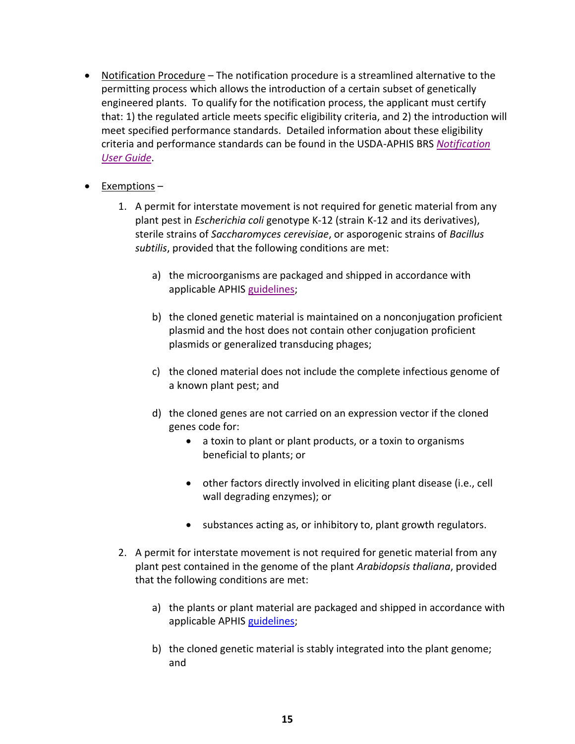- Notification Procedure – The notification procedure is a streamlined alternative to the permitting process which allows the introduction of a certain subset of genetically engineered plants. To qualify for the notification process, the applicant must certify that: 1) the regulated article meets specific eligibility criteria, and 2) the introduction will meet specified performance standards. Detailed information about these eligibility criteria and performance standards can be found in the USDA-APHIS BRS *Notification User Guide*.

- Exemptions –

  1. A permit for interstate movement is not required for genetic material from any plant pest in *Escherichia coli* genotype K-12 (strain K-12 and its derivatives), sterile strains of *Saccharomyces cerevisiae*, or asporogenic strains of *Bacillus subtilis*, provided that the following conditions are met:

     a) the microorganisms are packaged and shipped in accordance with applicable APHIS guidelines;

     b) the cloned genetic material is maintained on a nonconjugation proficient plasmid and the host does not contain other conjugation proficient plasmids or generalized transducing phages;

     c) the cloned material does not include the complete infectious genome of a known plant pest; and

     d) the cloned genes are not carried on an expression vector if the cloned genes code for:
        - a toxin to plant or plant products, or a toxin to organisms beneficial to plants; or
        - other factors directly involved in eliciting plant disease (i.e., cell wall degrading enzymes); or
        - substances acting as, or inhibitory to, plant growth regulators.

  2. A permit for interstate movement is not required for genetic material from any plant pest contained in the genome of the plant *Arabidopsis thaliana*, provided that the following conditions are met:

     a) the plants or plant material are packaged and shipped in accordance with applicable APHIS guidelines;

     b) the cloned genetic material is stably integrated into the plant genome; and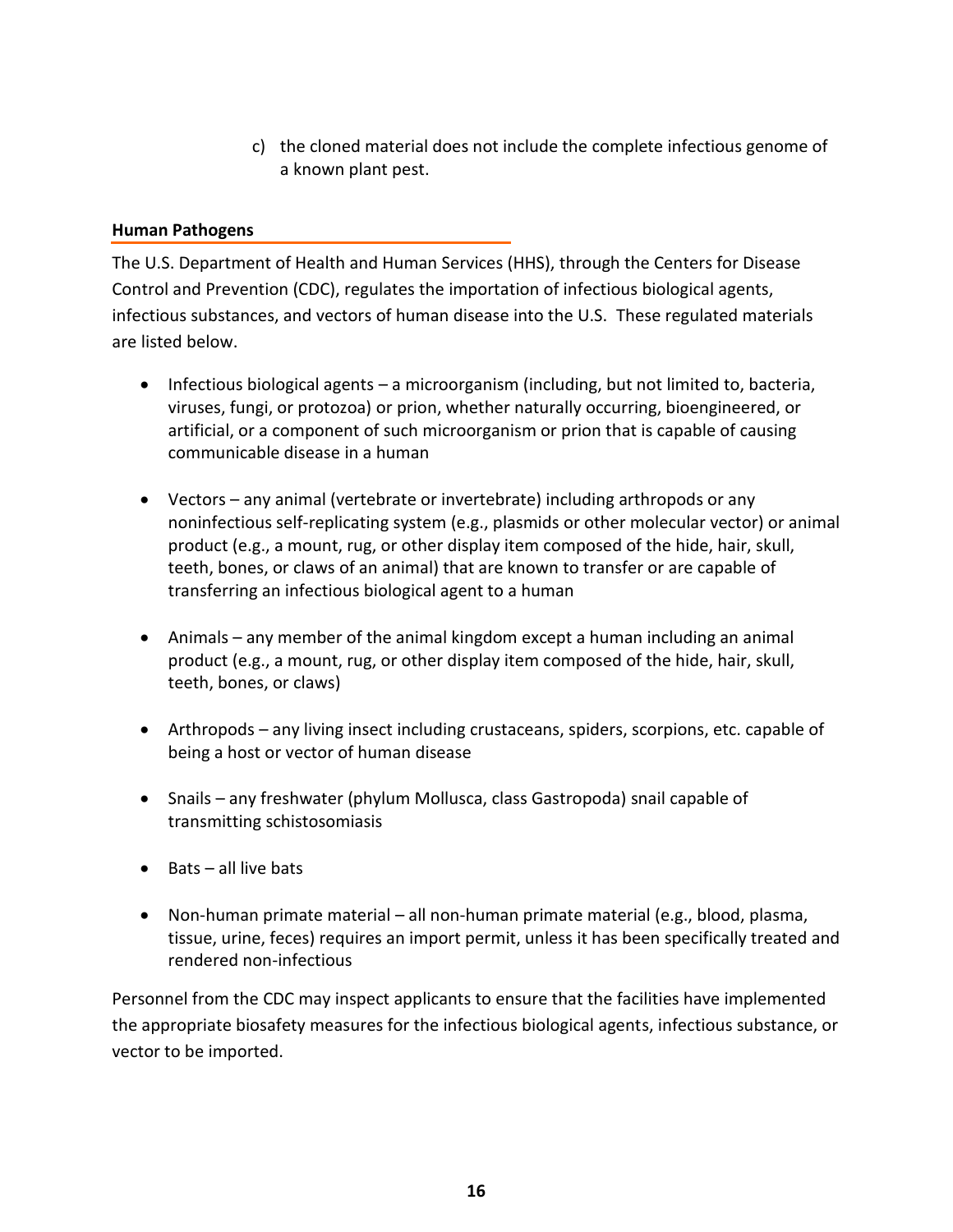c) the cloned material does not include the complete infectious genome of a known plant pest.

## Human Pathogens

The U.S. Department of Health and Human Services (HHS), through the Centers for Disease Control and Prevention (CDC), regulates the importation of infectious biological agents, infectious substances, and vectors of human disease into the U.S. These regulated materials are listed below.

- Infectious biological agents – a microorganism (including, but not limited to, bacteria, viruses, fungi, or protozoa) or prion, whether naturally occurring, bioengineered, or artificial, or a component of such microorganism or prion that is capable of causing communicable disease in a human

- Vectors – any animal (vertebrate or invertebrate) including arthropods or any noninfectious self-replicating system (e.g., plasmids or other molecular vector) or animal product (e.g., a mount, rug, or other display item composed of the hide, hair, skull, teeth, bones, or claws of an animal) that are known to transfer or are capable of transferring an infectious biological agent to a human

- Animals – any member of the animal kingdom except a human including an animal product (e.g., a mount, rug, or other display item composed of the hide, hair, skull, teeth, bones, or claws)

- Arthropods – any living insect including crustaceans, spiders, scorpions, etc. capable of being a host or vector of human disease

- Snails – any freshwater (phylum Mollusca, class Gastropoda) snail capable of transmitting schistosomiasis

- Bats – all live bats

- Non-human primate material – all non-human primate material (e.g., blood, plasma, tissue, urine, feces) requires an import permit, unless it has been specifically treated and rendered non-infectious

Personnel from the CDC may inspect applicants to ensure that the facilities have implemented the appropriate biosafety measures for the infectious biological agents, infectious substance, or vector to be imported.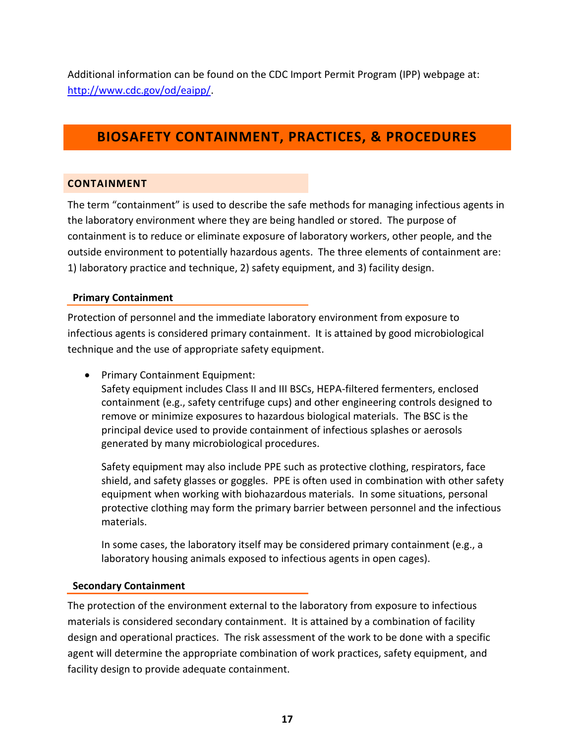Additional information can be found on the CDC Import Permit Program (IPP) webpage at: [http://www.cdc.gov/od/eaipp/](http://www.cdc.gov/od/eaipp/).

# BIOSAFETY CONTAINMENT, PRACTICES, & PROCEDURES

## CONTAINMENT

The term "containment" is used to describe the safe methods for managing infectious agents in the laboratory environment where they are being handled or stored. The purpose of containment is to reduce or eliminate exposure of laboratory workers, other people, and the outside environment to potentially hazardous agents. The three elements of containment are: 1) laboratory practice and technique, 2) safety equipment, and 3) facility design.

### Primary Containment

Protection of personnel and the immediate laboratory environment from exposure to infectious agents is considered primary containment. It is attained by good microbiological technique and the use of appropriate safety equipment.

- Primary Containment Equipment:
  Safety equipment includes Class II and III BSCs, HEPA-filtered fermenters, enclosed containment (e.g., safety centrifuge cups) and other engineering controls designed to remove or minimize exposures to hazardous biological materials. The BSC is the principal device used to provide containment of infectious splashes or aerosols generated by many microbiological procedures.

  Safety equipment may also include PPE such as protective clothing, respirators, face shield, and safety glasses or goggles. PPE is often used in combination with other safety equipment when working with biohazardous materials. In some situations, personal protective clothing may form the primary barrier between personnel and the infectious materials.

  In some cases, the laboratory itself may be considered primary containment (e.g., a laboratory housing animals exposed to infectious agents in open cages).

### Secondary Containment

The protection of the environment external to the laboratory from exposure to infectious materials is considered secondary containment. It is attained by a combination of facility design and operational practices. The risk assessment of the work to be done with a specific agent will determine the appropriate combination of work practices, safety equipment, and facility design to provide adequate containment.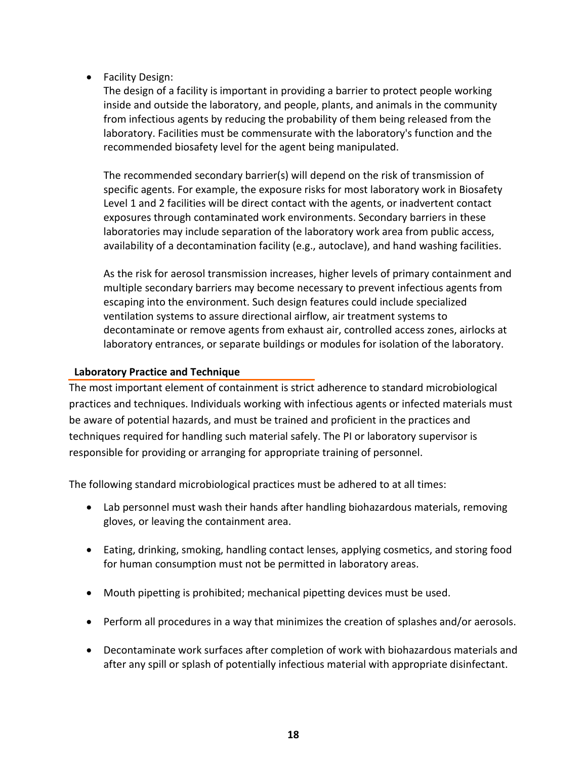- Facility Design:

  The design of a facility is important in providing a barrier to protect people working inside and outside the laboratory, and people, plants, and animals in the community from infectious agents by reducing the probability of them being released from the laboratory. Facilities must be commensurate with the laboratory's function and the recommended biosafety level for the agent being manipulated.

  The recommended secondary barrier(s) will depend on the risk of transmission of specific agents. For example, the exposure risks for most laboratory work in Biosafety Level 1 and 2 facilities will be direct contact with the agents, or inadvertent contact exposures through contaminated work environments. Secondary barriers in these laboratories may include separation of the laboratory work area from public access, availability of a decontamination facility (e.g., autoclave), and hand washing facilities.

  As the risk for aerosol transmission increases, higher levels of primary containment and multiple secondary barriers may become necessary to prevent infectious agents from escaping into the environment. Such design features could include specialized ventilation systems to assure directional airflow, air treatment systems to decontaminate or remove agents from exhaust air, controlled access zones, airlocks at laboratory entrances, or separate buildings or modules for isolation of the laboratory.

## Laboratory Practice and Technique

The most important element of containment is strict adherence to standard microbiological practices and techniques. Individuals working with infectious agents or infected materials must be aware of potential hazards, and must be trained and proficient in the practices and techniques required for handling such material safely. The PI or laboratory supervisor is responsible for providing or arranging for appropriate training of personnel.

The following standard microbiological practices must be adhered to at all times:

- Lab personnel must wash their hands after handling biohazardous materials, removing gloves, or leaving the containment area.
- Eating, drinking, smoking, handling contact lenses, applying cosmetics, and storing food for human consumption must not be permitted in laboratory areas.
- Mouth pipetting is prohibited; mechanical pipetting devices must be used.
- Perform all procedures in a way that minimizes the creation of splashes and/or aerosols.
- Decontaminate work surfaces after completion of work with biohazardous materials and after any spill or splash of potentially infectious material with appropriate disinfectant.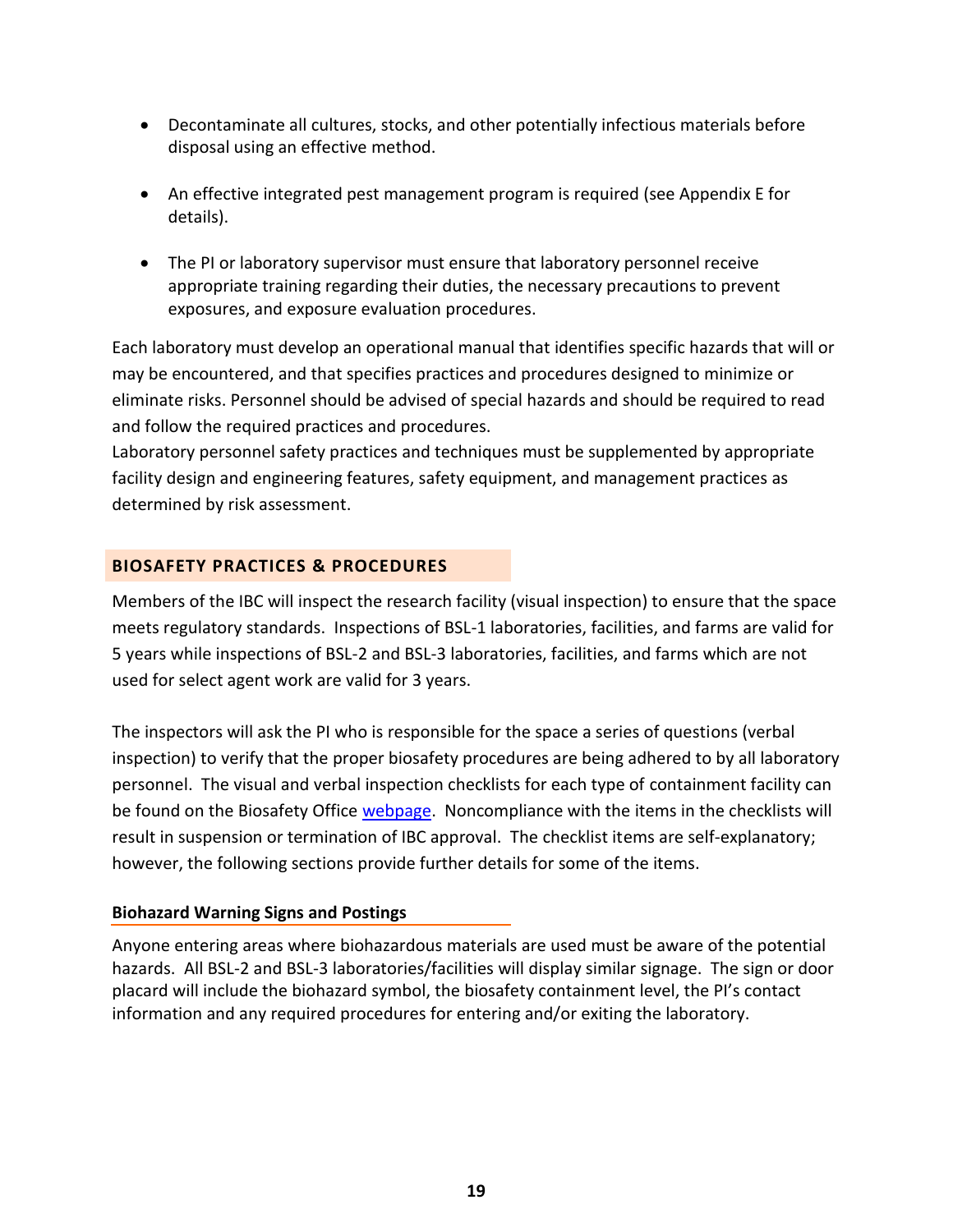- Decontaminate all cultures, stocks, and other potentially infectious materials before disposal using an effective method.

- An effective integrated pest management program is required (see Appendix E for details).

- The PI or laboratory supervisor must ensure that laboratory personnel receive appropriate training regarding their duties, the necessary precautions to prevent exposures, and exposure evaluation procedures.

Each laboratory must develop an operational manual that identifies specific hazards that will or may be encountered, and that specifies practices and procedures designed to minimize or eliminate risks. Personnel should be advised of special hazards and should be required to read and follow the required practices and procedures.
Laboratory personnel safety practices and techniques must be supplemented by appropriate facility design and engineering features, safety equipment, and management practices as determined by risk assessment.

## BIOSAFETY PRACTICES & PROCEDURES

Members of the IBC will inspect the research facility (visual inspection) to ensure that the space meets regulatory standards. Inspections of BSL-1 laboratories, facilities, and farms are valid for 5 years while inspections of BSL-2 and BSL-3 laboratories, facilities, and farms which are not used for select agent work are valid for 3 years.

The inspectors will ask the PI who is responsible for the space a series of questions (verbal inspection) to verify that the proper biosafety procedures are being adhered to by all laboratory personnel. The visual and verbal inspection checklists for each type of containment facility can be found on the Biosafety Office webpage. Noncompliance with the items in the checklists will result in suspension or termination of IBC approval. The checklist items are self-explanatory; however, the following sections provide further details for some of the items.

### Biohazard Warning Signs and Postings

Anyone entering areas where biohazardous materials are used must be aware of the potential hazards. All BSL-2 and BSL-3 laboratories/facilities will display similar signage. The sign or door placard will include the biohazard symbol, the biosafety containment level, the PI's contact information and any required procedures for entering and/or exiting the laboratory.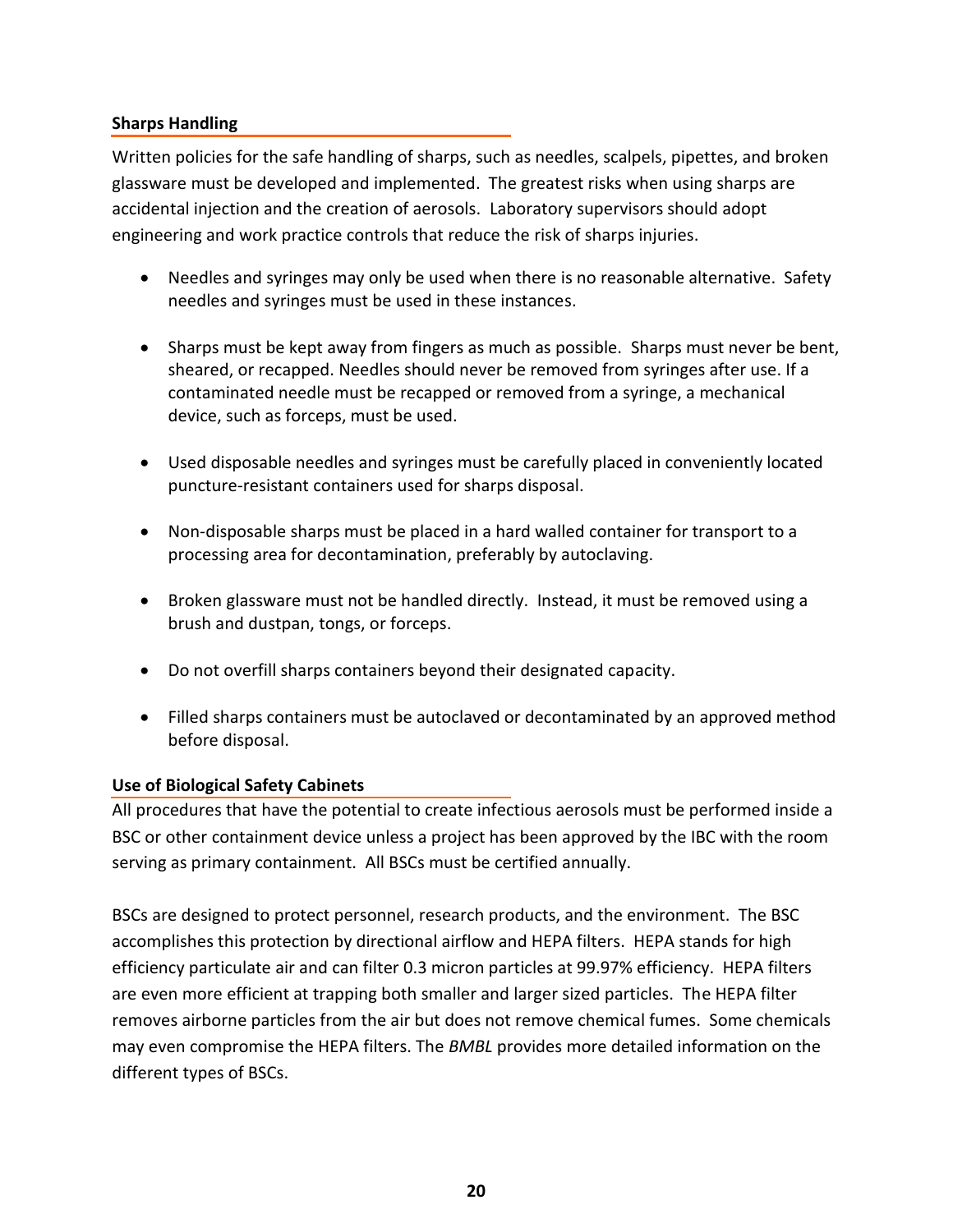### Sharps Handling

Written policies for the safe handling of sharps, such as needles, scalpels, pipettes, and broken glassware must be developed and implemented. The greatest risks when using sharps are accidental injection and the creation of aerosols. Laboratory supervisors should adopt engineering and work practice controls that reduce the risk of sharps injuries.

- Needles and syringes may only be used when there is no reasonable alternative. Safety needles and syringes must be used in these instances.
- Sharps must be kept away from fingers as much as possible. Sharps must never be bent, sheared, or recapped. Needles should never be removed from syringes after use. If a contaminated needle must be recapped or removed from a syringe, a mechanical device, such as forceps, must be used.
- Used disposable needles and syringes must be carefully placed in conveniently located puncture-resistant containers used for sharps disposal.
- Non-disposable sharps must be placed in a hard walled container for transport to a processing area for decontamination, preferably by autoclaving.
- Broken glassware must not be handled directly. Instead, it must be removed using a brush and dustpan, tongs, or forceps.
- Do not overfill sharps containers beyond their designated capacity.
- Filled sharps containers must be autoclaved or decontaminated by an approved method before disposal.

### Use of Biological Safety Cabinets

All procedures that have the potential to create infectious aerosols must be performed inside a BSC or other containment device unless a project has been approved by the IBC with the room serving as primary containment. All BSCs must be certified annually.

BSCs are designed to protect personnel, research products, and the environment. The BSC accomplishes this protection by directional airflow and HEPA filters. HEPA stands for high efficiency particulate air and can filter 0.3 micron particles at 99.97% efficiency. HEPA filters are even more efficient at trapping both smaller and larger sized particles. The HEPA filter removes airborne particles from the air but does not remove chemical fumes. Some chemicals may even compromise the HEPA filters. The *BMBL* provides more detailed information on the different types of BSCs.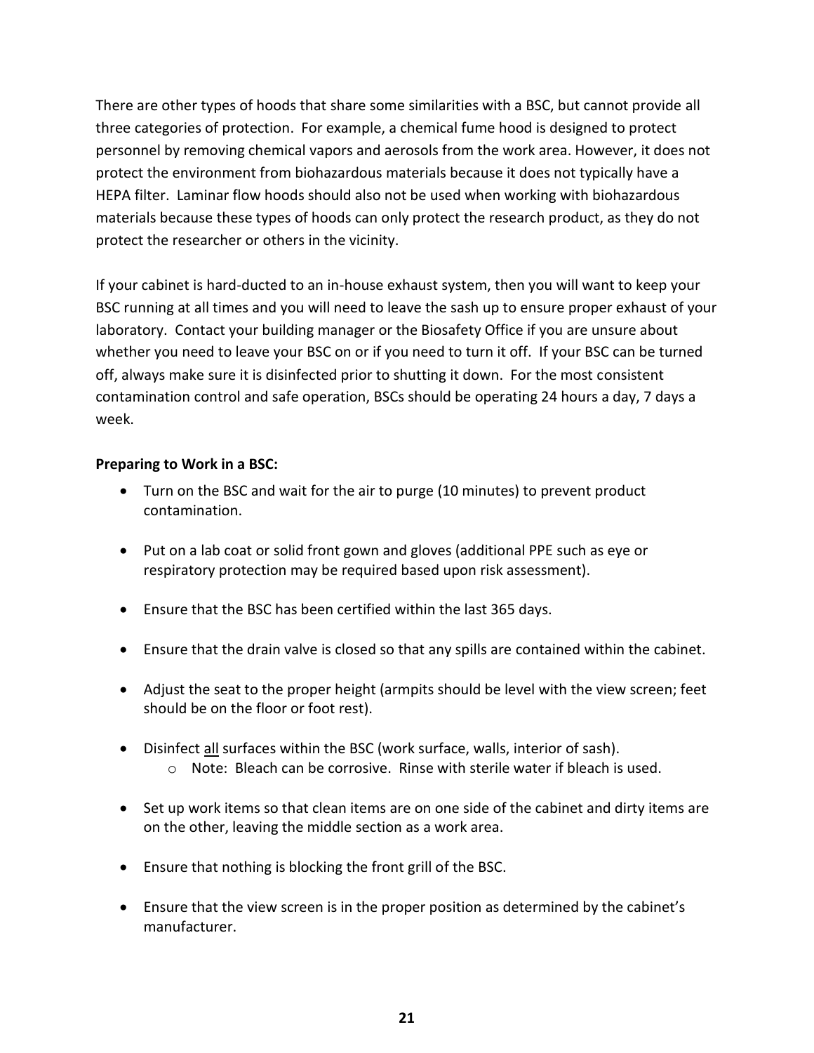There are other types of hoods that share some similarities with a BSC, but cannot provide all three categories of protection. For example, a chemical fume hood is designed to protect personnel by removing chemical vapors and aerosols from the work area. However, it does not protect the environment from biohazardous materials because it does not typically have a HEPA filter. Laminar flow hoods should also not be used when working with biohazardous materials because these types of hoods can only protect the research product, as they do not protect the researcher or others in the vicinity.

If your cabinet is hard-ducted to an in-house exhaust system, then you will want to keep your BSC running at all times and you will need to leave the sash up to ensure proper exhaust of your laboratory. Contact your building manager or the Biosafety Office if you are unsure about whether you need to leave your BSC on or if you need to turn it off. If your BSC can be turned off, always make sure it is disinfected prior to shutting it down. For the most consistent contamination control and safe operation, BSCs should be operating 24 hours a day, 7 days a week.

**Preparing to Work in a BSC:**

- Turn on the BSC and wait for the air to purge (10 minutes) to prevent product contamination.
- Put on a lab coat or solid front gown and gloves (additional PPE such as eye or respiratory protection may be required based upon risk assessment).
- Ensure that the BSC has been certified within the last 365 days.
- Ensure that the drain valve is closed so that any spills are contained within the cabinet.
- Adjust the seat to the proper height (armpits should be level with the view screen; feet should be on the floor or foot rest).
- Disinfect <u>all</u> surfaces within the BSC (work surface, walls, interior of sash).
  - Note: Bleach can be corrosive. Rinse with sterile water if bleach is used.
- Set up work items so that clean items are on one side of the cabinet and dirty items are on the other, leaving the middle section as a work area.
- Ensure that nothing is blocking the front grill of the BSC.
- Ensure that the view screen is in the proper position as determined by the cabinet's manufacturer.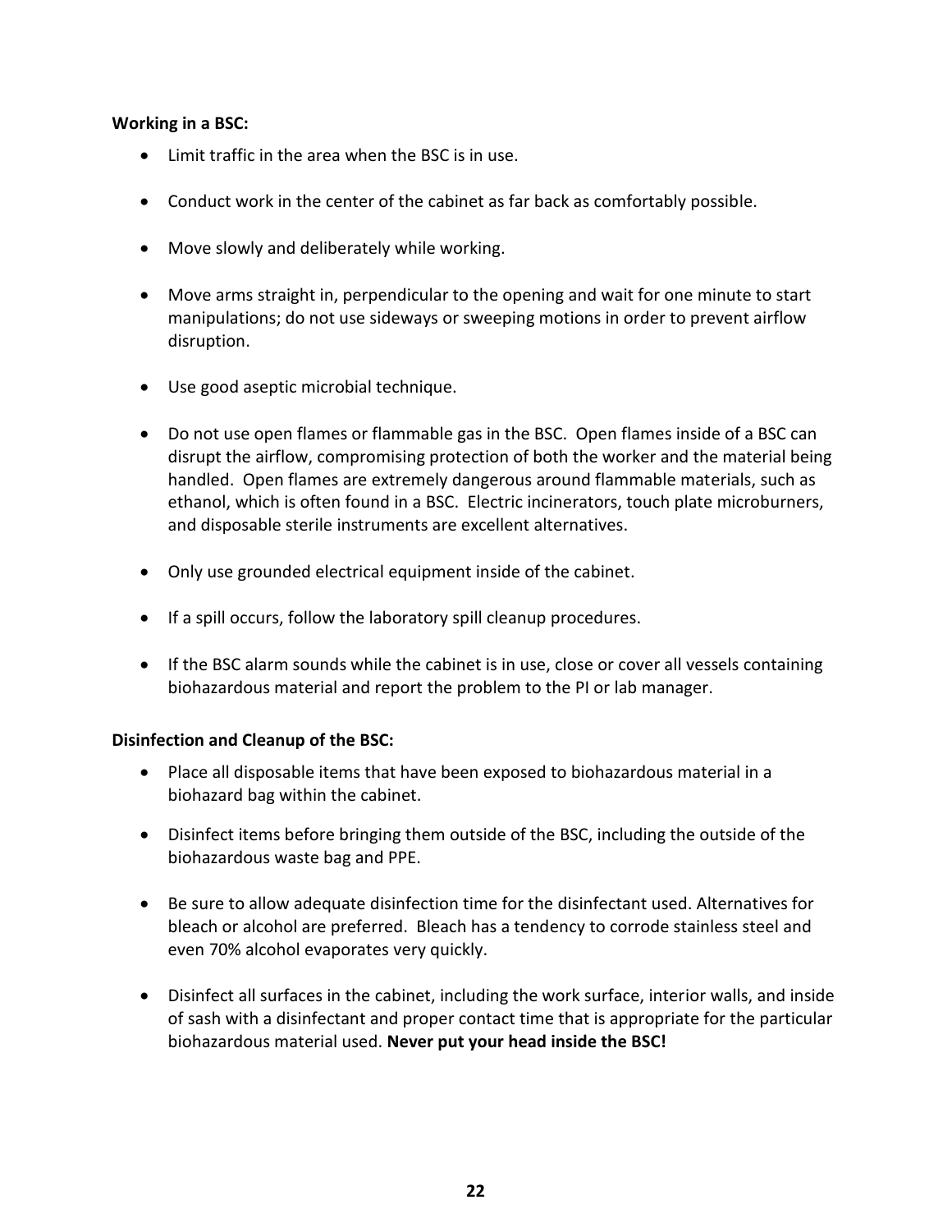**Working in a BSC:**

- Limit traffic in the area when the BSC is in use.
- Conduct work in the center of the cabinet as far back as comfortably possible.
- Move slowly and deliberately while working.
- Move arms straight in, perpendicular to the opening and wait for one minute to start manipulations; do not use sideways or sweeping motions in order to prevent airflow disruption.
- Use good aseptic microbial technique.
- Do not use open flames or flammable gas in the BSC. Open flames inside of a BSC can disrupt the airflow, compromising protection of both the worker and the material being handled. Open flames are extremely dangerous around flammable materials, such as ethanol, which is often found in a BSC. Electric incinerators, touch plate microburners, and disposable sterile instruments are excellent alternatives.
- Only use grounded electrical equipment inside of the cabinet.
- If a spill occurs, follow the laboratory spill cleanup procedures.
- If the BSC alarm sounds while the cabinet is in use, close or cover all vessels containing biohazardous material and report the problem to the PI or lab manager.

**Disinfection and Cleanup of the BSC:**

- Place all disposable items that have been exposed to biohazardous material in a biohazard bag within the cabinet.
- Disinfect items before bringing them outside of the BSC, including the outside of the biohazardous waste bag and PPE.
- Be sure to allow adequate disinfection time for the disinfectant used. Alternatives for bleach or alcohol are preferred. Bleach has a tendency to corrode stainless steel and even 70% alcohol evaporates very quickly.
- Disinfect all surfaces in the cabinet, including the work surface, interior walls, and inside of sash with a disinfectant and proper contact time that is appropriate for the particular biohazardous material used. **Never put your head inside the BSC!**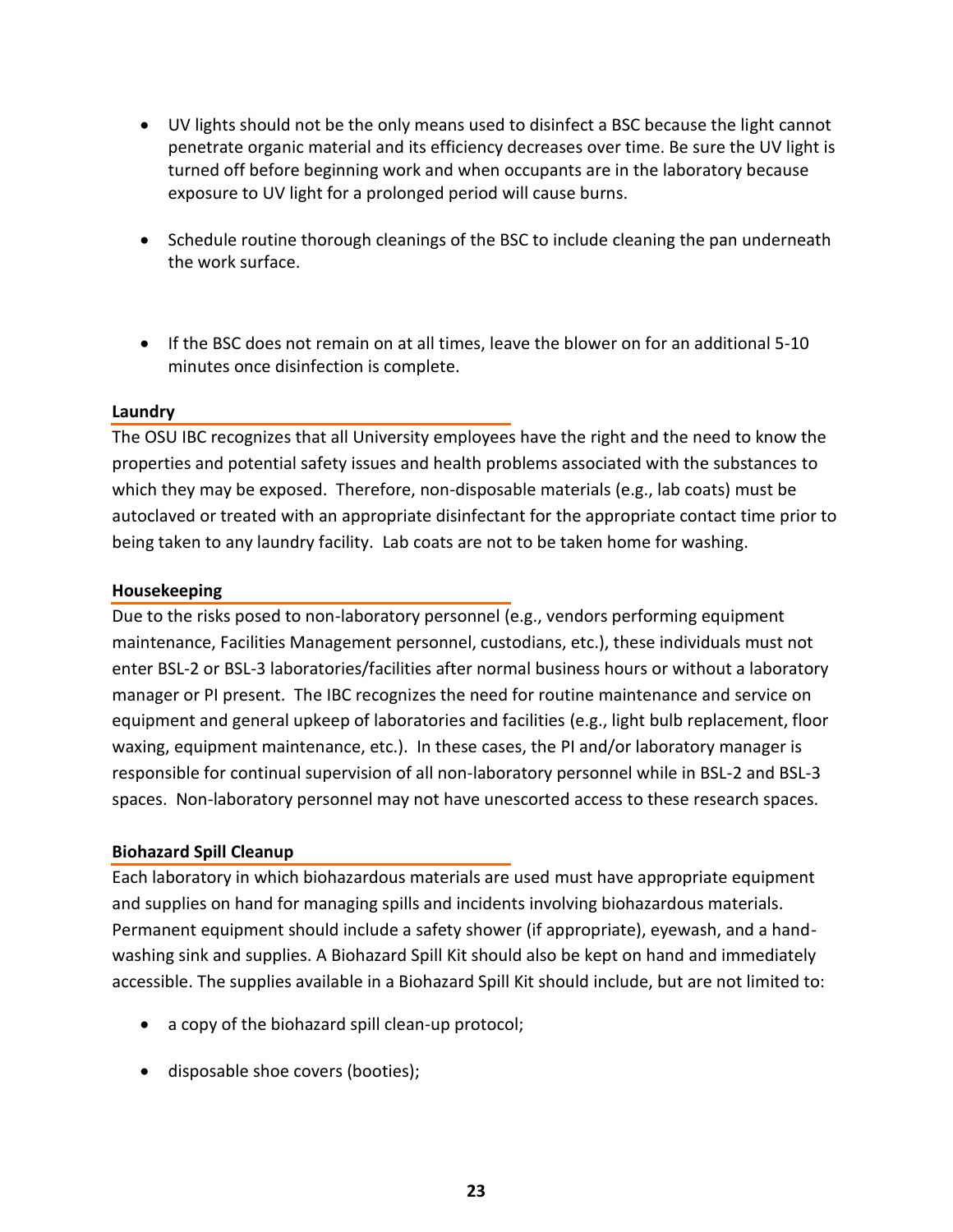- UV lights should not be the only means used to disinfect a BSC because the light cannot penetrate organic material and its efficiency decreases over time. Be sure the UV light is turned off before beginning work and when occupants are in the laboratory because exposure to UV light for a prolonged period will cause burns.

- Schedule routine thorough cleanings of the BSC to include cleaning the pan underneath the work surface.

- If the BSC does not remain on at all times, leave the blower on for an additional 5-10 minutes once disinfection is complete.

**Laundry**

The OSU IBC recognizes that all University employees have the right and the need to know the properties and potential safety issues and health problems associated with the substances to which they may be exposed. Therefore, non-disposable materials (e.g., lab coats) must be autoclaved or treated with an appropriate disinfectant for the appropriate contact time prior to being taken to any laundry facility. Lab coats are not to be taken home for washing.

**Housekeeping**

Due to the risks posed to non-laboratory personnel (e.g., vendors performing equipment maintenance, Facilities Management personnel, custodians, etc.), these individuals must not enter BSL-2 or BSL-3 laboratories/facilities after normal business hours or without a laboratory manager or PI present. The IBC recognizes the need for routine maintenance and service on equipment and general upkeep of laboratories and facilities (e.g., light bulb replacement, floor waxing, equipment maintenance, etc.). In these cases, the PI and/or laboratory manager is responsible for continual supervision of all non-laboratory personnel while in BSL-2 and BSL-3 spaces. Non-laboratory personnel may not have unescorted access to these research spaces.

**Biohazard Spill Cleanup**

Each laboratory in which biohazardous materials are used must have appropriate equipment and supplies on hand for managing spills and incidents involving biohazardous materials. Permanent equipment should include a safety shower (if appropriate), eyewash, and a hand-washing sink and supplies. A Biohazard Spill Kit should also be kept on hand and immediately accessible. The supplies available in a Biohazard Spill Kit should include, but are not limited to:

- a copy of the biohazard spill clean-up protocol;

- disposable shoe covers (booties);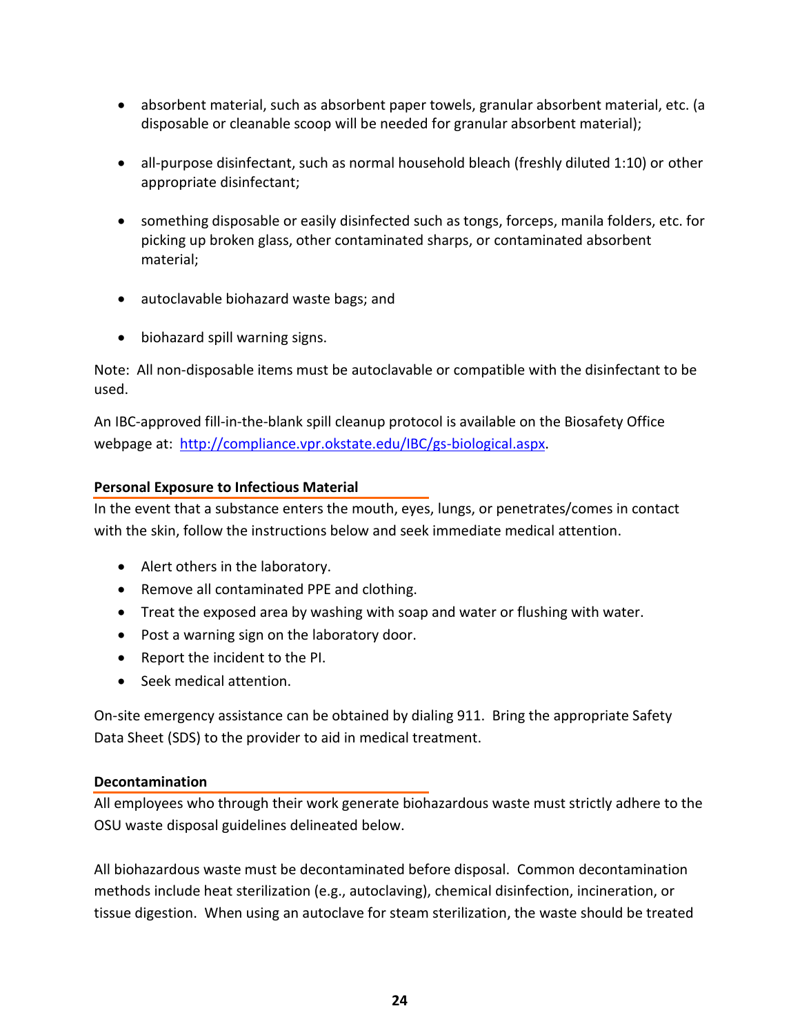- absorbent material, such as absorbent paper towels, granular absorbent material, etc. (a disposable or cleanable scoop will be needed for granular absorbent material);

- all-purpose disinfectant, such as normal household bleach (freshly diluted 1:10) or other appropriate disinfectant;

- something disposable or easily disinfected such as tongs, forceps, manila folders, etc. for picking up broken glass, other contaminated sharps, or contaminated absorbent material;

- autoclavable biohazard waste bags; and

- biohazard spill warning signs.

Note: All non-disposable items must be autoclavable or compatible with the disinfectant to be used.

An IBC-approved fill-in-the-blank spill cleanup protocol is available on the Biosafety Office webpage at: [http://compliance.vpr.okstate.edu/IBC/gs-biological.aspx](http://compliance.vpr.okstate.edu/IBC/gs-biological.aspx).

**Personal Exposure to Infectious Material**

In the event that a substance enters the mouth, eyes, lungs, or penetrates/comes in contact with the skin, follow the instructions below and seek immediate medical attention.

- Alert others in the laboratory.
- Remove all contaminated PPE and clothing.
- Treat the exposed area by washing with soap and water or flushing with water.
- Post a warning sign on the laboratory door.
- Report the incident to the PI.
- Seek medical attention.

On-site emergency assistance can be obtained by dialing 911. Bring the appropriate Safety Data Sheet (SDS) to the provider to aid in medical treatment.

**Decontamination**

All employees who through their work generate biohazardous waste must strictly adhere to the OSU waste disposal guidelines delineated below.

All biohazardous waste must be decontaminated before disposal. Common decontamination methods include heat sterilization (e.g., autoclaving), chemical disinfection, incineration, or tissue digestion. When using an autoclave for steam sterilization, the waste should be treated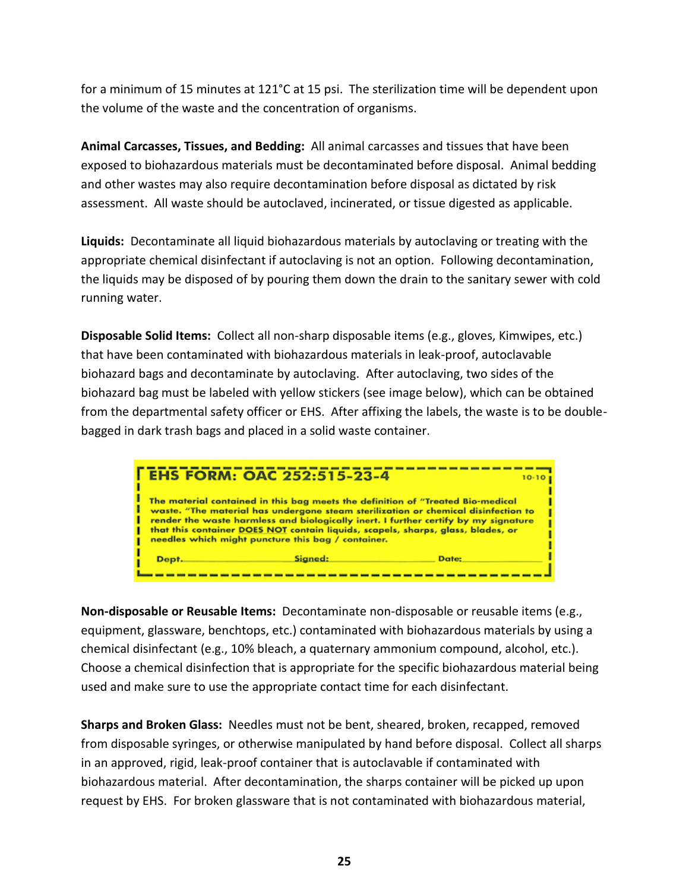for a minimum of 15 minutes at 121°C at 15 psi. The sterilization time will be dependent upon the volume of the waste and the concentration of organisms.

**Animal Carcasses, Tissues, and Bedding:** All animal carcasses and tissues that have been exposed to biohazardous materials must be decontaminated before disposal. Animal bedding and other wastes may also require decontamination before disposal as dictated by risk assessment. All waste should be autoclaved, incinerated, or tissue digested as applicable.

**Liquids:** Decontaminate all liquid biohazardous materials by autoclaving or treating with the appropriate chemical disinfectant if autoclaving is not an option. Following decontamination, the liquids may be disposed of by pouring them down the drain to the sanitary sewer with cold running water.

**Disposable Solid Items:** Collect all non-sharp disposable items (e.g., gloves, Kimwipes, etc.) that have been contaminated with biohazardous materials in leak-proof, autoclavable biohazard bags and decontaminate by autoclaving. After autoclaving, two sides of the biohazard bag must be labeled with yellow stickers (see image below), which can be obtained from the departmental safety officer or EHS. After affixing the labels, the waste is to be double-bagged in dark trash bags and placed in a solid waste container.

**EHS FORM: OAC 252:515-23-4** 10-10

The material contained in this bag meets the definition of "Treated Bio-medical waste. "The material has undergone steam sterilization or chemical disinfection to render the waste harmless and biologically inert. I further certify by my signature that this container **DOES NOT** contain liquids, scapels, sharps, glass, blades, or needles which might puncture this bag / container.

Dept.\_\_\_\_\_\_\_\_\_\_ Signed:\_\_\_\_\_\_\_\_\_\_ Date:\_\_\_\_\_\_\_\_\_\_

**Non-disposable or Reusable Items:** Decontaminate non-disposable or reusable items (e.g., equipment, glassware, benchtops, etc.) contaminated with biohazardous materials by using a chemical disinfectant (e.g., 10% bleach, a quaternary ammonium compound, alcohol, etc.). Choose a chemical disinfection that is appropriate for the specific biohazardous material being used and make sure to use the appropriate contact time for each disinfectant.

**Sharps and Broken Glass:** Needles must not be bent, sheared, broken, recapped, removed from disposable syringes, or otherwise manipulated by hand before disposal. Collect all sharps in an approved, rigid, leak-proof container that is autoclavable if contaminated with biohazardous material. After decontamination, the sharps container will be picked up upon request by EHS. For broken glassware that is not contaminated with biohazardous material,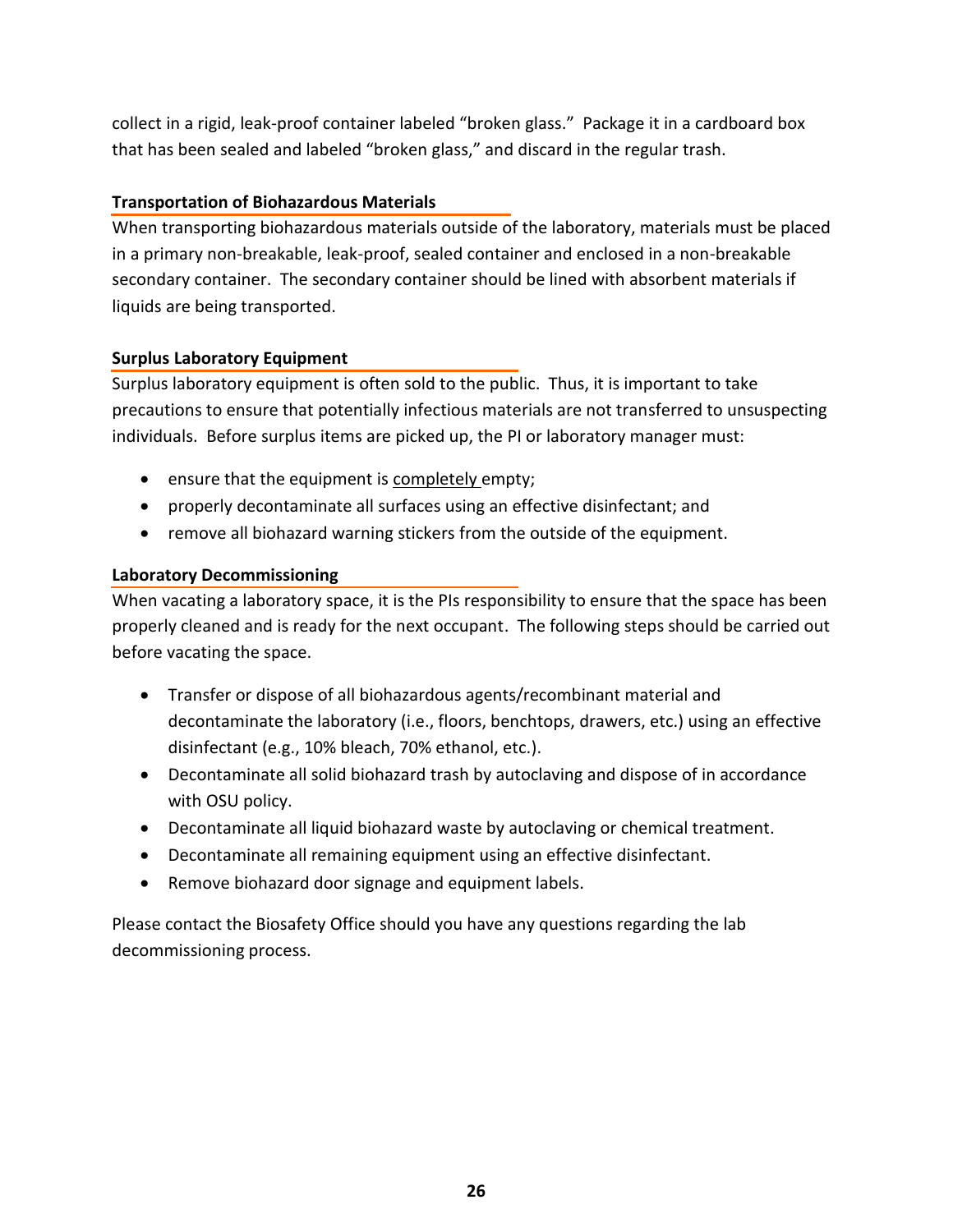collect in a rigid, leak-proof container labeled "broken glass." Package it in a cardboard box that has been sealed and labeled "broken glass," and discard in the regular trash.

### Transportation of Biohazardous Materials

When transporting biohazardous materials outside of the laboratory, materials must be placed in a primary non-breakable, leak-proof, sealed container and enclosed in a non-breakable secondary container. The secondary container should be lined with absorbent materials if liquids are being transported.

### Surplus Laboratory Equipment

Surplus laboratory equipment is often sold to the public. Thus, it is important to take precautions to ensure that potentially infectious materials are not transferred to unsuspecting individuals. Before surplus items are picked up, the PI or laboratory manager must:

- ensure that the equipment is <u>completely</u> empty;
- properly decontaminate all surfaces using an effective disinfectant; and
- remove all biohazard warning stickers from the outside of the equipment.

### Laboratory Decommissioning

When vacating a laboratory space, it is the PIs responsibility to ensure that the space has been properly cleaned and is ready for the next occupant. The following steps should be carried out before vacating the space.

- Transfer or dispose of all biohazardous agents/recombinant material and decontaminate the laboratory (i.e., floors, benchtops, drawers, etc.) using an effective disinfectant (e.g., 10% bleach, 70% ethanol, etc.).
- Decontaminate all solid biohazard trash by autoclaving and dispose of in accordance with OSU policy.
- Decontaminate all liquid biohazard waste by autoclaving or chemical treatment.
- Decontaminate all remaining equipment using an effective disinfectant.
- Remove biohazard door signage and equipment labels.

Please contact the Biosafety Office should you have any questions regarding the lab decommissioning process.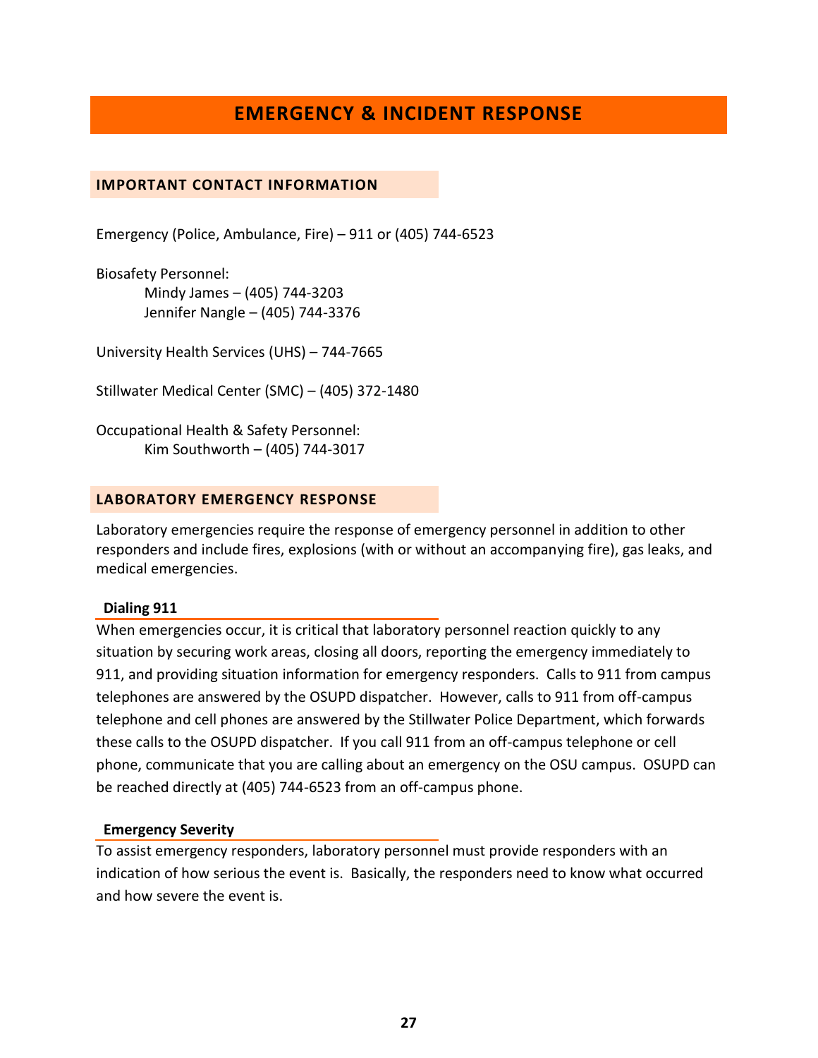# EMERGENCY & INCIDENT RESPONSE

## IMPORTANT CONTACT INFORMATION

Emergency (Police, Ambulance, Fire) – 911 or (405) 744-6523

Biosafety Personnel:
- Mindy James – (405) 744-3203
- Jennifer Nangle – (405) 744-3376

University Health Services (UHS) – 744-7665

Stillwater Medical Center (SMC) – (405) 372-1480

Occupational Health & Safety Personnel:
- Kim Southworth – (405) 744-3017

## LABORATORY EMERGENCY RESPONSE

Laboratory emergencies require the response of emergency personnel in addition to other responders and include fires, explosions (with or without an accompanying fire), gas leaks, and medical emergencies.

### Dialing 911

When emergencies occur, it is critical that laboratory personnel reaction quickly to any situation by securing work areas, closing all doors, reporting the emergency immediately to 911, and providing situation information for emergency responders. Calls to 911 from campus telephones are answered by the OSUPD dispatcher. However, calls to 911 from off-campus telephone and cell phones are answered by the Stillwater Police Department, which forwards these calls to the OSUPD dispatcher. If you call 911 from an off-campus telephone or cell phone, communicate that you are calling about an emergency on the OSU campus. OSUPD can be reached directly at (405) 744-6523 from an off-campus phone.

### Emergency Severity

To assist emergency responders, laboratory personnel must provide responders with an indication of how serious the event is. Basically, the responders need to know what occurred and how severe the event is.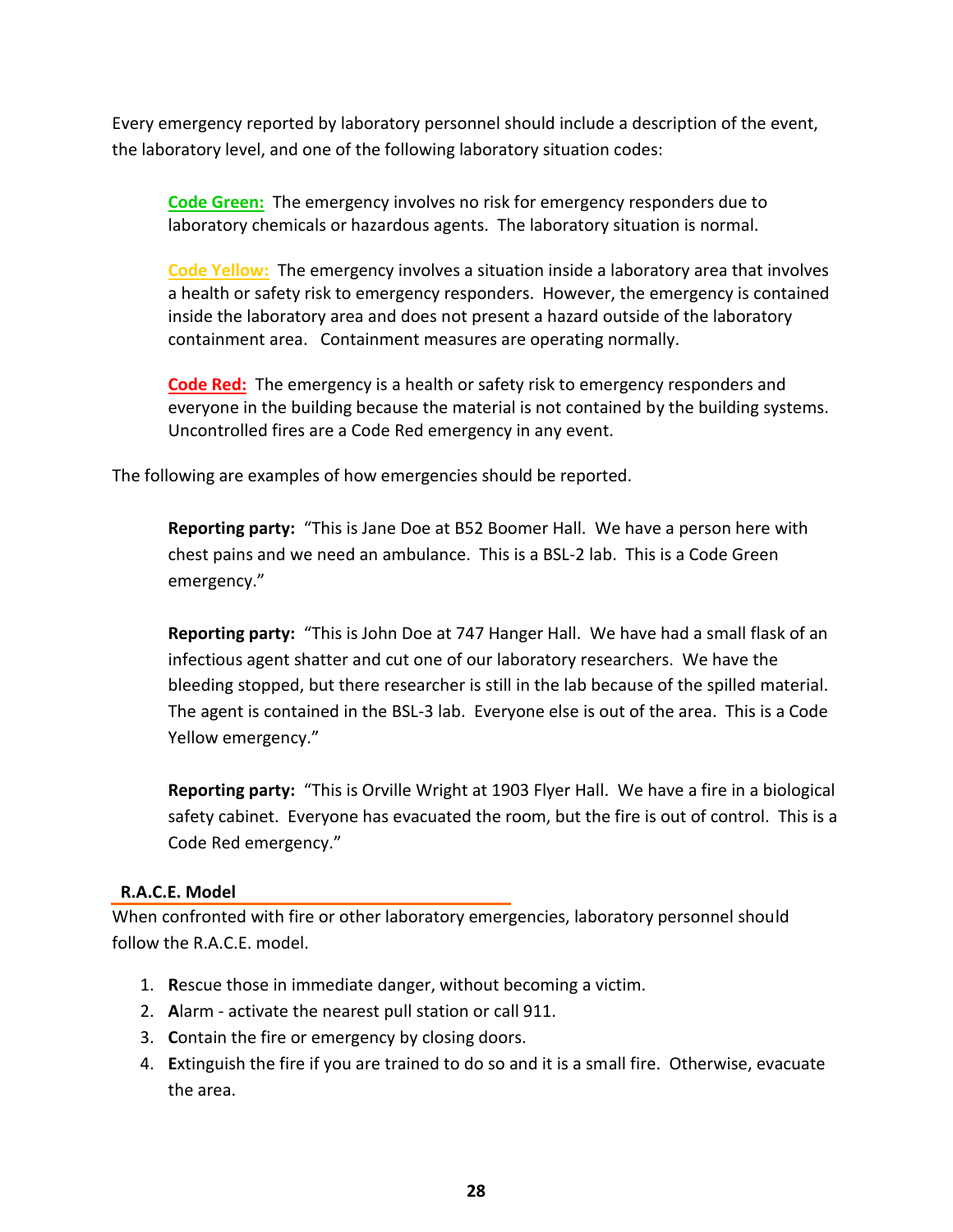Every emergency reported by laboratory personnel should include a description of the event, the laboratory level, and one of the following laboratory situation codes:

**Code Green:** The emergency involves no risk for emergency responders due to laboratory chemicals or hazardous agents. The laboratory situation is normal.

**Code Yellow:** The emergency involves a situation inside a laboratory area that involves a health or safety risk to emergency responders. However, the emergency is contained inside the laboratory area and does not present a hazard outside of the laboratory containment area. Containment measures are operating normally.

**Code Red:** The emergency is a health or safety risk to emergency responders and everyone in the building because the material is not contained by the building systems. Uncontrolled fires are a Code Red emergency in any event.

The following are examples of how emergencies should be reported.

**Reporting party:** "This is Jane Doe at B52 Boomer Hall. We have a person here with chest pains and we need an ambulance. This is a BSL-2 lab. This is a Code Green emergency."

**Reporting party:** "This is John Doe at 747 Hanger Hall. We have had a small flask of an infectious agent shatter and cut one of our laboratory researchers. We have the bleeding stopped, but there researcher is still in the lab because of the spilled material. The agent is contained in the BSL-3 lab. Everyone else is out of the area. This is a Code Yellow emergency."

**Reporting party:** "This is Orville Wright at 1903 Flyer Hall. We have a fire in a biological safety cabinet. Everyone has evacuated the room, but the fire is out of control. This is a Code Red emergency."

## R.A.C.E. Model

When confronted with fire or other laboratory emergencies, laboratory personnel should follow the R.A.C.E. model.

1. **R**escue those in immediate danger, without becoming a victim.
2. **A**larm - activate the nearest pull station or call 911.
3. **C**ontain the fire or emergency by closing doors.
4. **E**xtinguish the fire if you are trained to do so and it is a small fire. Otherwise, evacuate the area.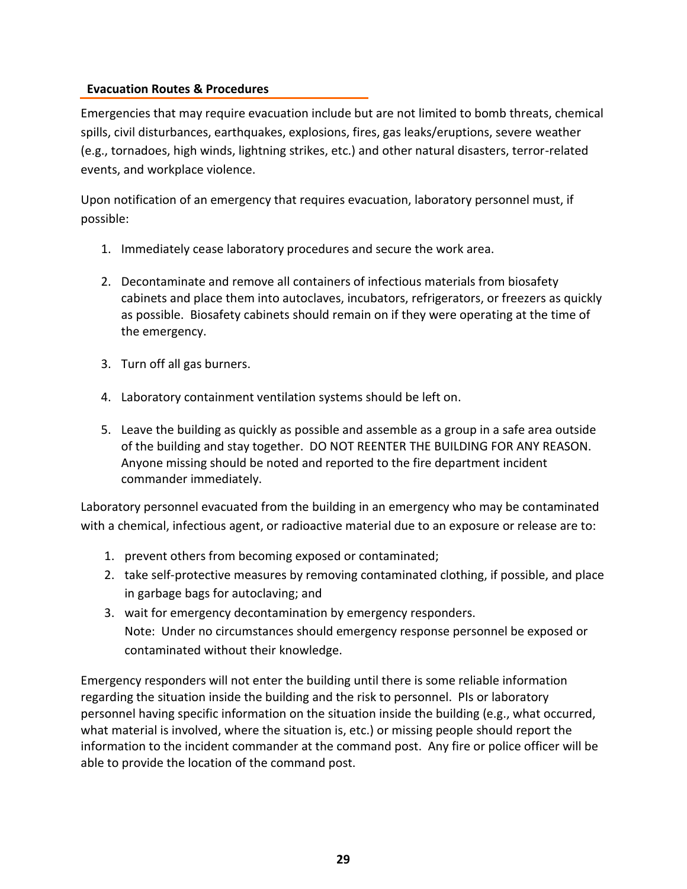## Evacuation Routes & Procedures

Emergencies that may require evacuation include but are not limited to bomb threats, chemical spills, civil disturbances, earthquakes, explosions, fires, gas leaks/eruptions, severe weather (e.g., tornadoes, high winds, lightning strikes, etc.) and other natural disasters, terror-related events, and workplace violence.

Upon notification of an emergency that requires evacuation, laboratory personnel must, if possible:

1. Immediately cease laboratory procedures and secure the work area.

2. Decontaminate and remove all containers of infectious materials from biosafety cabinets and place them into autoclaves, incubators, refrigerators, or freezers as quickly as possible. Biosafety cabinets should remain on if they were operating at the time of the emergency.

3. Turn off all gas burners.

4. Laboratory containment ventilation systems should be left on.

5. Leave the building as quickly as possible and assemble as a group in a safe area outside of the building and stay together. DO NOT REENTER THE BUILDING FOR ANY REASON. Anyone missing should be noted and reported to the fire department incident commander immediately.

Laboratory personnel evacuated from the building in an emergency who may be contaminated with a chemical, infectious agent, or radioactive material due to an exposure or release are to:

1. prevent others from becoming exposed or contaminated;
2. take self-protective measures by removing contaminated clothing, if possible, and place in garbage bags for autoclaving; and
3. wait for emergency decontamination by emergency responders.
   Note: Under no circumstances should emergency response personnel be exposed or contaminated without their knowledge.

Emergency responders will not enter the building until there is some reliable information regarding the situation inside the building and the risk to personnel. PIs or laboratory personnel having specific information on the situation inside the building (e.g., what occurred, what material is involved, where the situation is, etc.) or missing people should report the information to the incident commander at the command post. Any fire or police officer will be able to provide the location of the command post.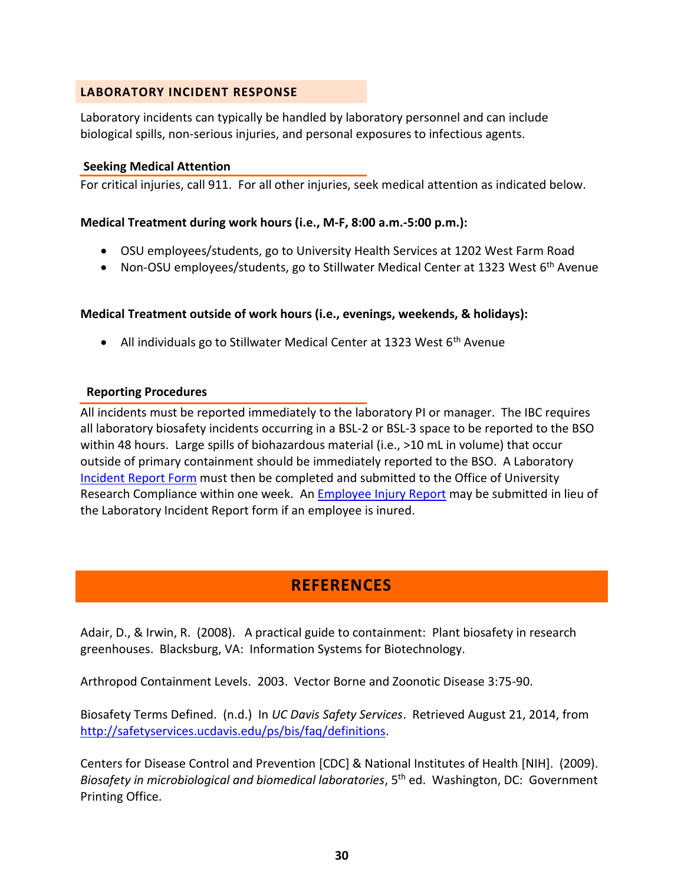## LABORATORY INCIDENT RESPONSE

Laboratory incidents can typically be handled by laboratory personnel and can include biological spills, non-serious injuries, and personal exposures to infectious agents.

### Seeking Medical Attention

For critical injuries, call 911. For all other injuries, seek medical attention as indicated below.

**Medical Treatment during work hours (i.e., M-F, 8:00 a.m.-5:00 p.m.):**

- OSU employees/students, go to University Health Services at 1202 West Farm Road
- Non-OSU employees/students, go to Stillwater Medical Center at 1323 West 6th Avenue

**Medical Treatment outside of work hours (i.e., evenings, weekends, & holidays):**

- All individuals go to Stillwater Medical Center at 1323 West 6th Avenue

### Reporting Procedures

All incidents must be reported immediately to the laboratory PI or manager. The IBC requires all laboratory biosafety incidents occurring in a BSL-2 or BSL-3 space to be reported to the BSO within 48 hours. Large spills of biohazardous material (i.e., >10 mL in volume) that occur outside of primary containment should be immediately reported to the BSO. A Laboratory Incident Report Form must then be completed and submitted to the Office of University Research Compliance within one week. An Employee Injury Report may be submitted in lieu of the Laboratory Incident Report form if an employee is inured.

# REFERENCES

Adair, D., & Irwin, R. (2008). A practical guide to containment: Plant biosafety in research greenhouses. Blacksburg, VA: Information Systems for Biotechnology.

Arthropod Containment Levels. 2003. Vector Borne and Zoonotic Disease 3:75-90.

Biosafety Terms Defined. (n.d.) In *UC Davis Safety Services*. Retrieved August 21, 2014, from http://safetyservices.ucdavis.edu/ps/bis/faq/definitions.

Centers for Disease Control and Prevention [CDC] & National Institutes of Health [NIH]. (2009). *Biosafety in microbiological and biomedical laboratories*, 5th ed. Washington, DC: Government Printing Office.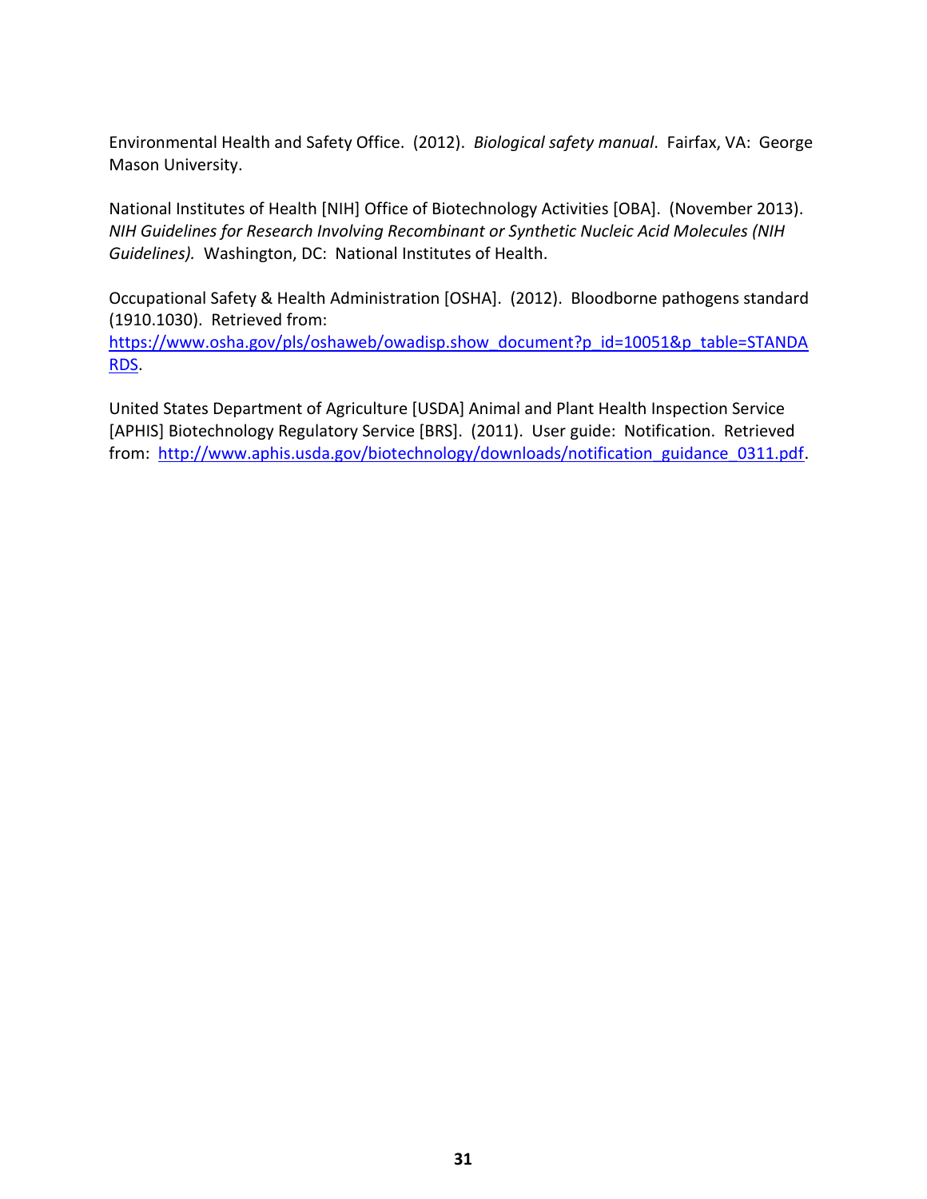Environmental Health and Safety Office. (2012). *Biological safety manual*. Fairfax, VA: George Mason University.

National Institutes of Health [NIH] Office of Biotechnology Activities [OBA]. (November 2013). *NIH Guidelines for Research Involving Recombinant or Synthetic Nucleic Acid Molecules (NIH Guidelines).* Washington, DC: National Institutes of Health.

Occupational Safety & Health Administration [OSHA]. (2012). Bloodborne pathogens standard (1910.1030). Retrieved from: https://www.osha.gov/pls/oshaweb/owadisp.show_document?p_id=10051&p_table=STANDARDS.

United States Department of Agriculture [USDA] Animal and Plant Health Inspection Service [APHIS] Biotechnology Regulatory Service [BRS]. (2011). User guide: Notification. Retrieved from: http://www.aphis.usda.gov/biotechnology/downloads/notification_guidance_0311.pdf.